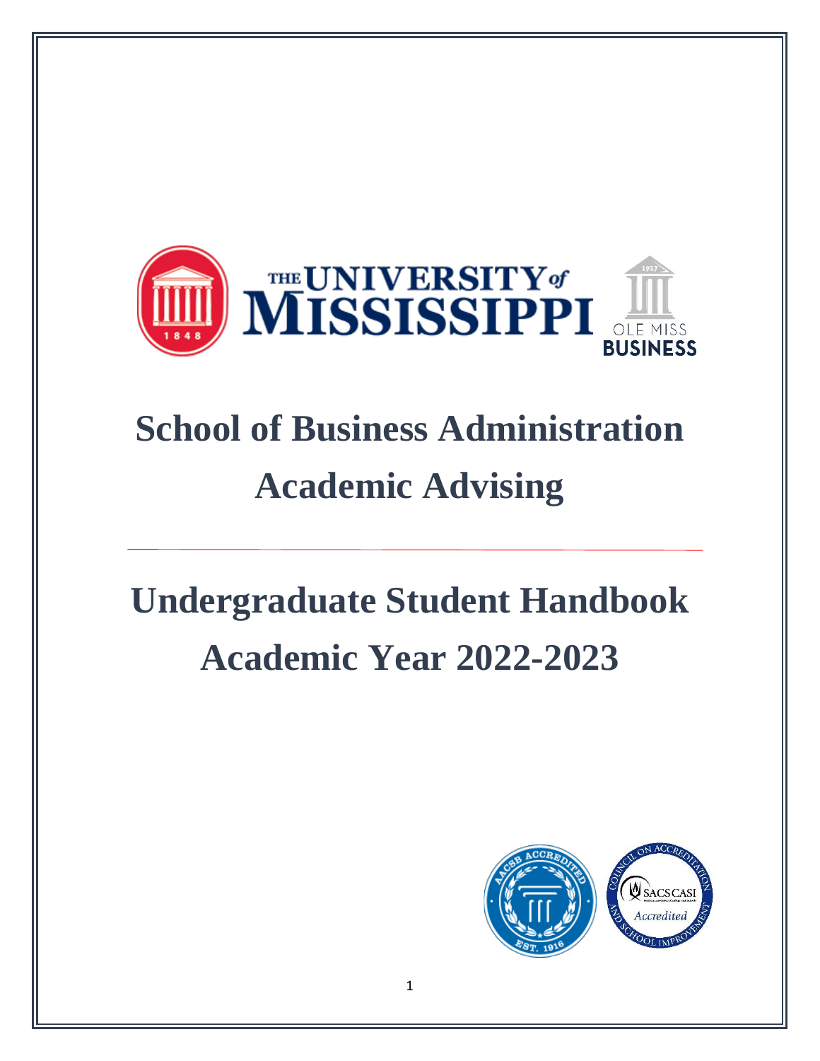# School of Business Administration
# Academic Advising

# Undergraduate Student Handbook
# Academic Year 2022-2023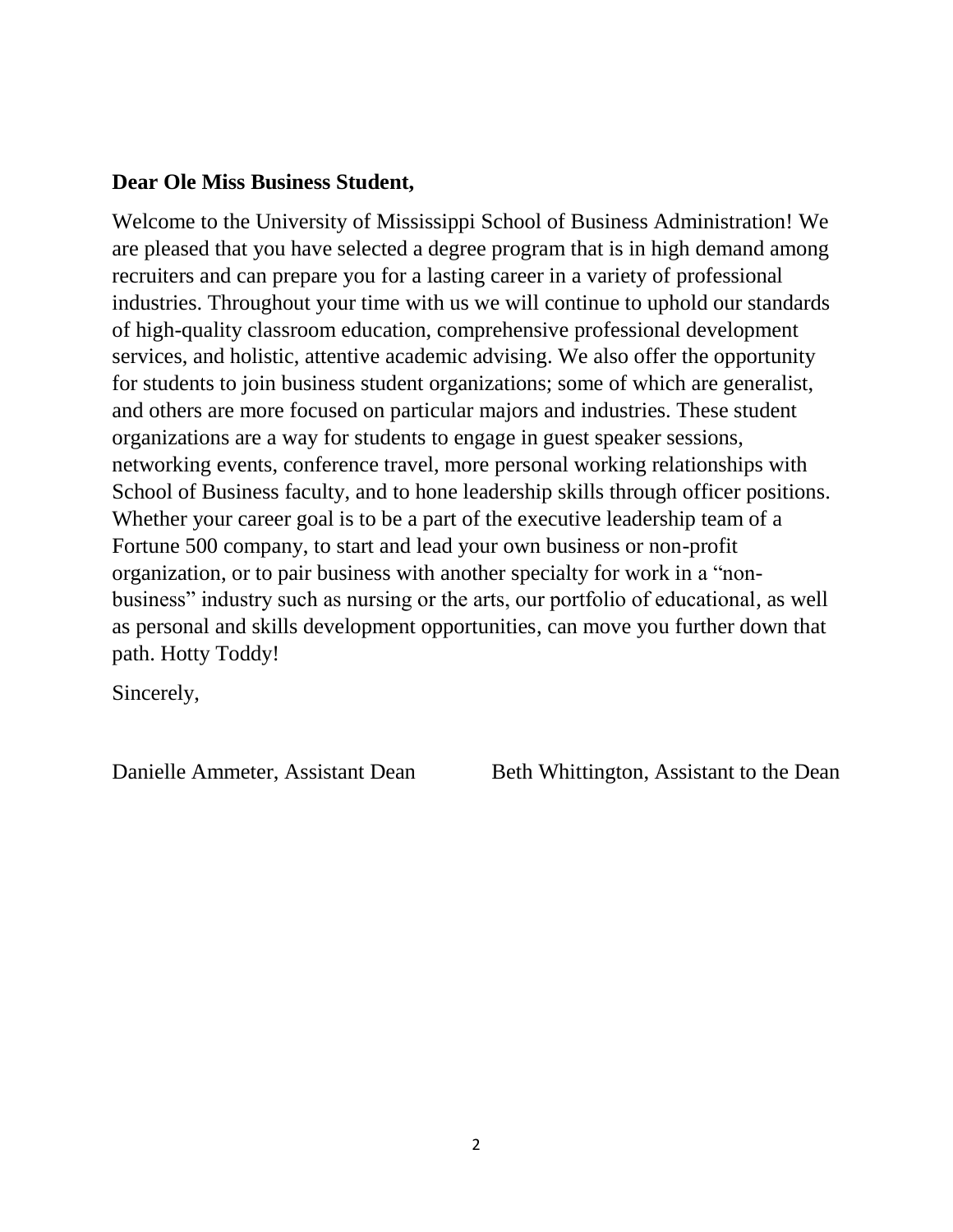**Dear Ole Miss Business Student,**

Welcome to the University of Mississippi School of Business Administration! We are pleased that you have selected a degree program that is in high demand among recruiters and can prepare you for a lasting career in a variety of professional industries. Throughout your time with us we will continue to uphold our standards of high-quality classroom education, comprehensive professional development services, and holistic, attentive academic advising. We also offer the opportunity for students to join business student organizations; some of which are generalist, and others are more focused on particular majors and industries. These student organizations are a way for students to engage in guest speaker sessions, networking events, conference travel, more personal working relationships with School of Business faculty, and to hone leadership skills through officer positions. Whether your career goal is to be a part of the executive leadership team of a Fortune 500 company, to start and lead your own business or non-profit organization, or to pair business with another specialty for work in a "non-business" industry such as nursing or the arts, our portfolio of educational, as well as personal and skills development opportunities, can move you further down that path. Hotty Toddy!

Sincerely,

Danielle Ammeter, Assistant Dean

Beth Whittington, Assistant to the Dean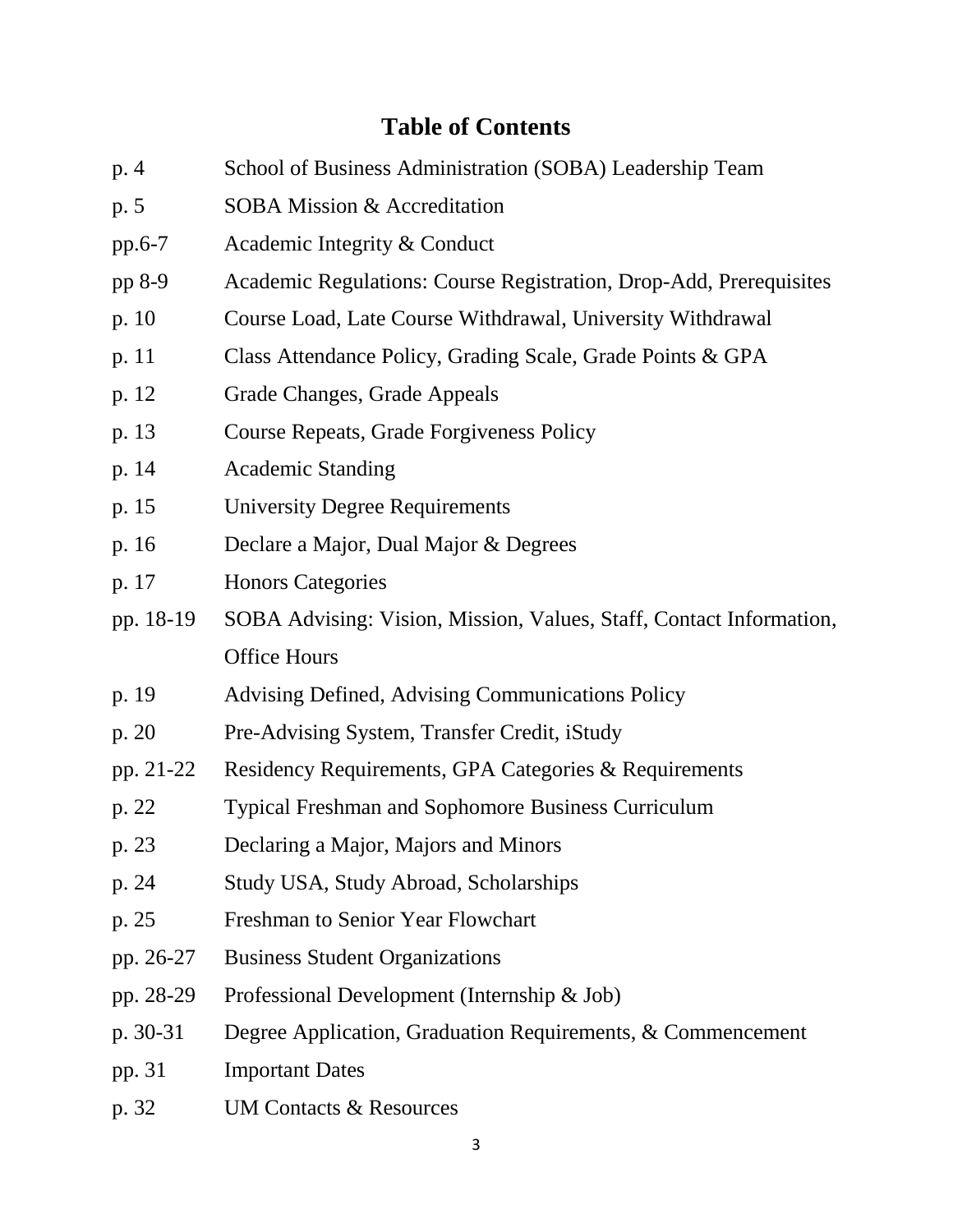# Table of Contents

| | |
|---|---|
| p. 4 | School of Business Administration (SOBA) Leadership Team |
| p. 5 | SOBA Mission & Accreditation |
| pp.6-7 | Academic Integrity & Conduct |
| pp 8-9 | Academic Regulations: Course Registration, Drop-Add, Prerequisites |
| p. 10 | Course Load, Late Course Withdrawal, University Withdrawal |
| p. 11 | Class Attendance Policy, Grading Scale, Grade Points & GPA |
| p. 12 | Grade Changes, Grade Appeals |
| p. 13 | Course Repeats, Grade Forgiveness Policy |
| p. 14 | Academic Standing |
| p. 15 | University Degree Requirements |
| p. 16 | Declare a Major, Dual Major & Degrees |
| p. 17 | Honors Categories |
| pp. 18-19 | SOBA Advising: Vision, Mission, Values, Staff, Contact Information, Office Hours |
| p. 19 | Advising Defined, Advising Communications Policy |
| p. 20 | Pre-Advising System, Transfer Credit, iStudy |
| pp. 21-22 | Residency Requirements, GPA Categories & Requirements |
| p. 22 | Typical Freshman and Sophomore Business Curriculum |
| p. 23 | Declaring a Major, Majors and Minors |
| p. 24 | Study USA, Study Abroad, Scholarships |
| p. 25 | Freshman to Senior Year Flowchart |
| pp. 26-27 | Business Student Organizations |
| pp. 28-29 | Professional Development (Internship & Job) |
| p. 30-31 | Degree Application, Graduation Requirements, & Commencement |
| pp. 31 | Important Dates |
| p. 32 | UM Contacts & Resources |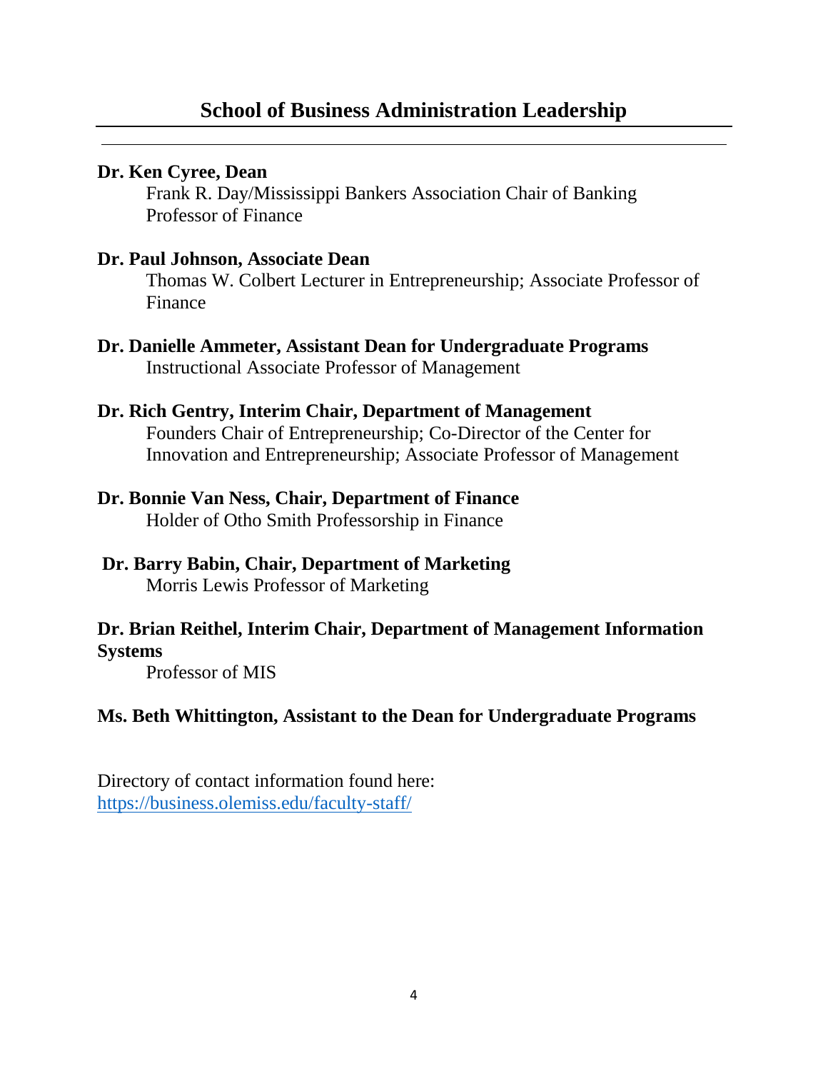# School of Business Administration Leadership

**Dr. Ken Cyree, Dean**

Frank R. Day/Mississippi Bankers Association Chair of Banking
Professor of Finance

**Dr. Paul Johnson, Associate Dean**

Thomas W. Colbert Lecturer in Entrepreneurship; Associate Professor of Finance

**Dr. Danielle Ammeter, Assistant Dean for Undergraduate Programs**

Instructional Associate Professor of Management

**Dr. Rich Gentry, Interim Chair, Department of Management**

Founders Chair of Entrepreneurship; Co-Director of the Center for Innovation and Entrepreneurship; Associate Professor of Management

**Dr. Bonnie Van Ness, Chair, Department of Finance**

Holder of Otho Smith Professorship in Finance

**Dr. Barry Babin, Chair, Department of Marketing**

Morris Lewis Professor of Marketing

**Dr. Brian Reithel, Interim Chair, Department of Management Information Systems**

Professor of MIS

**Ms. Beth Whittington, Assistant to the Dean for Undergraduate Programs**

Directory of contact information found here:
https://business.olemiss.edu/faculty-staff/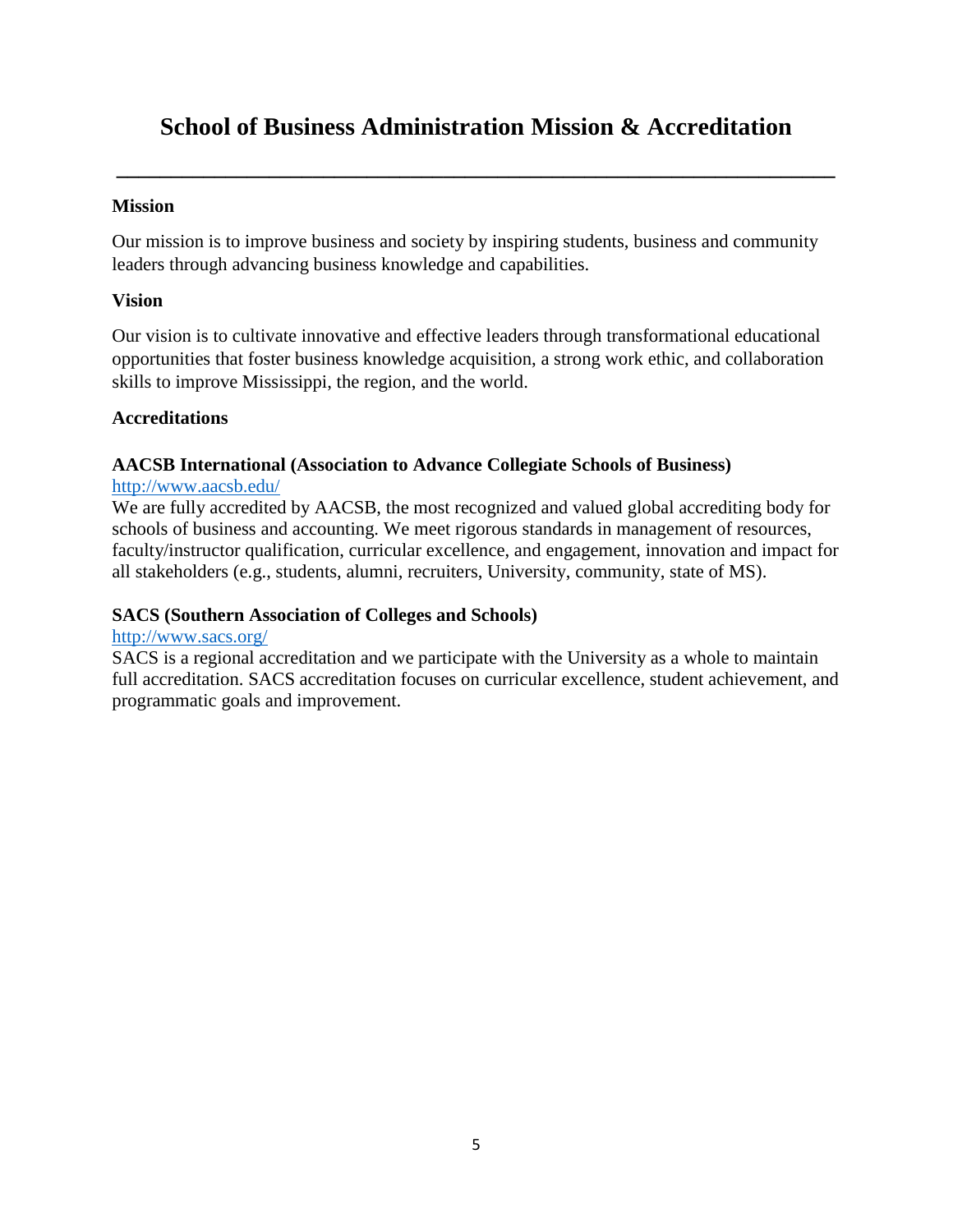# School of Business Administration Mission & Accreditation

---

### Mission

Our mission is to improve business and society by inspiring students, business and community leaders through advancing business knowledge and capabilities.

### Vision

Our vision is to cultivate innovative and effective leaders through transformational educational opportunities that foster business knowledge acquisition, a strong work ethic, and collaboration skills to improve Mississippi, the region, and the world.

### Accreditations

**AACSB International (Association to Advance Collegiate Schools of Business)**
[http://www.aacsb.edu/](http://www.aacsb.edu/)
We are fully accredited by AACSB, the most recognized and valued global accrediting body for schools of business and accounting. We meet rigorous standards in management of resources, faculty/instructor qualification, curricular excellence, and engagement, innovation and impact for all stakeholders (e.g., students, alumni, recruiters, University, community, state of MS).

**SACS (Southern Association of Colleges and Schools)**
[http://www.sacs.org/](http://www.sacs.org/)
SACS is a regional accreditation and we participate with the University as a whole to maintain full accreditation. SACS accreditation focuses on curricular excellence, student achievement, and programmatic goals and improvement.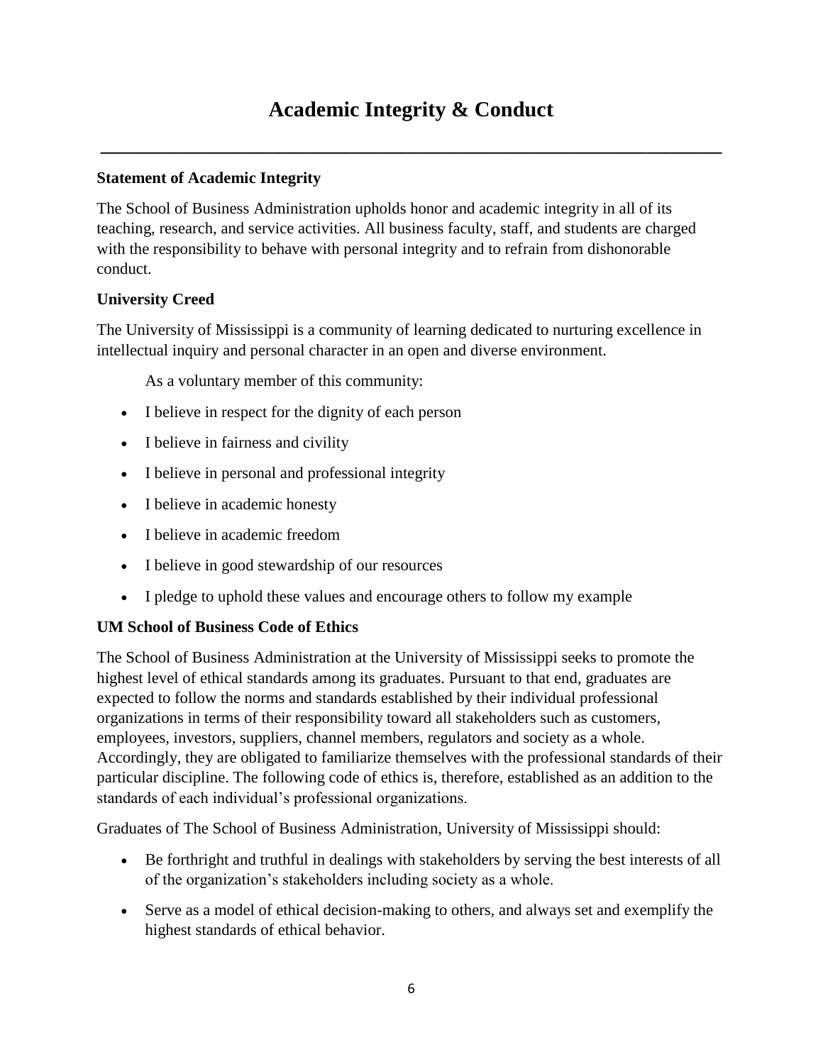# Academic Integrity & Conduct

### Statement of Academic Integrity

The School of Business Administration upholds honor and academic integrity in all of its teaching, research, and service activities. All business faculty, staff, and students are charged with the responsibility to behave with personal integrity and to refrain from dishonorable conduct.

### University Creed

The University of Mississippi is a community of learning dedicated to nurturing excellence in intellectual inquiry and personal character in an open and diverse environment.

As a voluntary member of this community:

- I believe in respect for the dignity of each person
- I believe in fairness and civility
- I believe in personal and professional integrity
- I believe in academic honesty
- I believe in academic freedom
- I believe in good stewardship of our resources
- I pledge to uphold these values and encourage others to follow my example

### UM School of Business Code of Ethics

The School of Business Administration at the University of Mississippi seeks to promote the highest level of ethical standards among its graduates. Pursuant to that end, graduates are expected to follow the norms and standards established by their individual professional organizations in terms of their responsibility toward all stakeholders such as customers, employees, investors, suppliers, channel members, regulators and society as a whole. Accordingly, they are obligated to familiarize themselves with the professional standards of their particular discipline. The following code of ethics is, therefore, established as an addition to the standards of each individual's professional organizations.

Graduates of The School of Business Administration, University of Mississippi should:

- Be forthright and truthful in dealings with stakeholders by serving the best interests of all of the organization's stakeholders including society as a whole.
- Serve as a model of ethical decision-making to others, and always set and exemplify the highest standards of ethical behavior.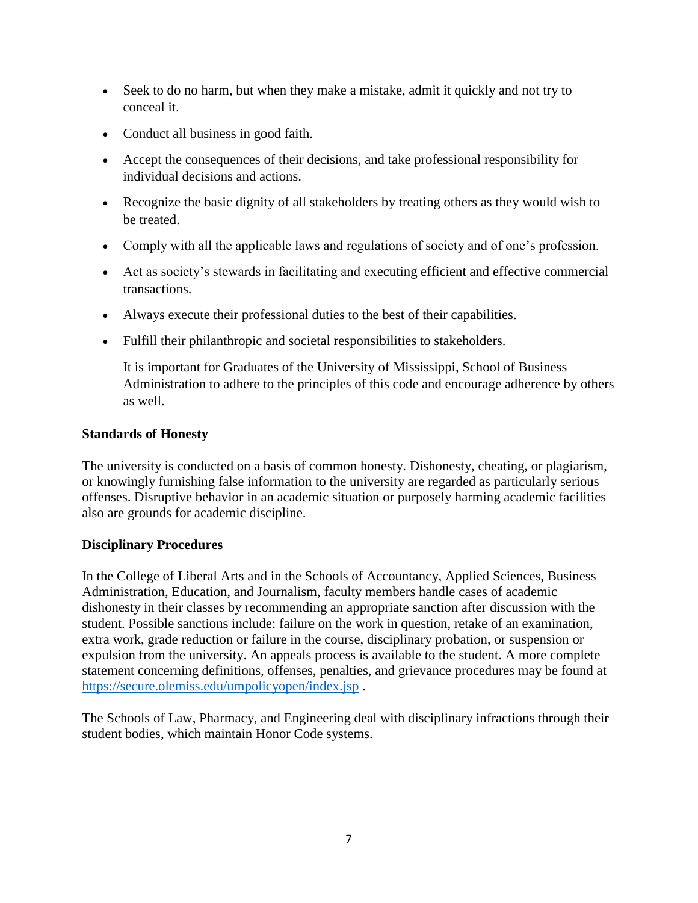- Seek to do no harm, but when they make a mistake, admit it quickly and not try to conceal it.
- Conduct all business in good faith.
- Accept the consequences of their decisions, and take professional responsibility for individual decisions and actions.
- Recognize the basic dignity of all stakeholders by treating others as they would wish to be treated.
- Comply with all the applicable laws and regulations of society and of one's profession.
- Act as society's stewards in facilitating and executing efficient and effective commercial transactions.
- Always execute their professional duties to the best of their capabilities.
- Fulfill their philanthropic and societal responsibilities to stakeholders.

  It is important for Graduates of the University of Mississippi, School of Business Administration to adhere to the principles of this code and encourage adherence by others as well.

**Standards of Honesty**

The university is conducted on a basis of common honesty. Dishonesty, cheating, or plagiarism, or knowingly furnishing false information to the university are regarded as particularly serious offenses. Disruptive behavior in an academic situation or purposely harming academic facilities also are grounds for academic discipline.

**Disciplinary Procedures**

In the College of Liberal Arts and in the Schools of Accountancy, Applied Sciences, Business Administration, Education, and Journalism, faculty members handle cases of academic dishonesty in their classes by recommending an appropriate sanction after discussion with the student. Possible sanctions include: failure on the work in question, retake of an examination, extra work, grade reduction or failure in the course, disciplinary probation, or suspension or expulsion from the university. An appeals process is available to the student. A more complete statement concerning definitions, offenses, penalties, and grievance procedures may be found at https://secure.olemiss.edu/umpolicyopen/index.jsp .

The Schools of Law, Pharmacy, and Engineering deal with disciplinary infractions through their student bodies, which maintain Honor Code systems.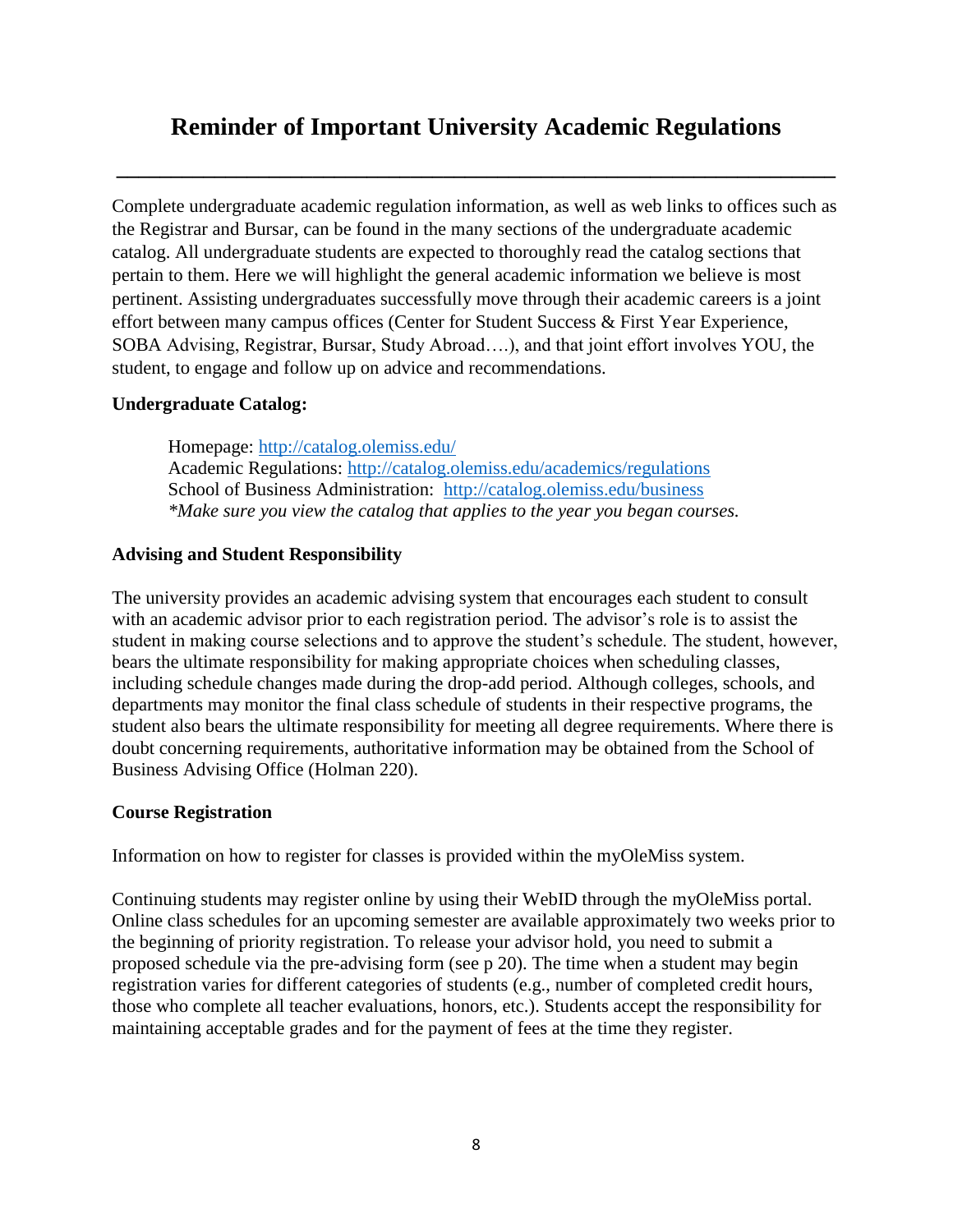# Reminder of Important University Academic Regulations

---

Complete undergraduate academic regulation information, as well as web links to offices such as the Registrar and Bursar, can be found in the many sections of the undergraduate academic catalog. All undergraduate students are expected to thoroughly read the catalog sections that pertain to them. Here we will highlight the general academic information we believe is most pertinent. Assisting undergraduates successfully move through their academic careers is a joint effort between many campus offices (Center for Student Success & First Year Experience, SOBA Advising, Registrar, Bursar, Study Abroad….), and that joint effort involves YOU, the student, to engage and follow up on advice and recommendations.

**Undergraduate Catalog:**

Homepage: [http://catalog.olemiss.edu/](http://catalog.olemiss.edu/)
Academic Regulations: [http://catalog.olemiss.edu/academics/regulations](http://catalog.olemiss.edu/academics/regulations)
School of Business Administration: [http://catalog.olemiss.edu/business](http://catalog.olemiss.edu/business)
*\*Make sure you view the catalog that applies to the year you began courses.*

**Advising and Student Responsibility**

The university provides an academic advising system that encourages each student to consult with an academic advisor prior to each registration period. The advisor's role is to assist the student in making course selections and to approve the student's schedule. The student, however, bears the ultimate responsibility for making appropriate choices when scheduling classes, including schedule changes made during the drop-add period. Although colleges, schools, and departments may monitor the final class schedule of students in their respective programs, the student also bears the ultimate responsibility for meeting all degree requirements. Where there is doubt concerning requirements, authoritative information may be obtained from the School of Business Advising Office (Holman 220).

**Course Registration**

Information on how to register for classes is provided within the myOleMiss system.

Continuing students may register online by using their WebID through the myOleMiss portal. Online class schedules for an upcoming semester are available approximately two weeks prior to the beginning of priority registration. To release your advisor hold, you need to submit a proposed schedule via the pre-advising form (see p 20). The time when a student may begin registration varies for different categories of students (e.g., number of completed credit hours, those who complete all teacher evaluations, honors, etc.). Students accept the responsibility for maintaining acceptable grades and for the payment of fees at the time they register.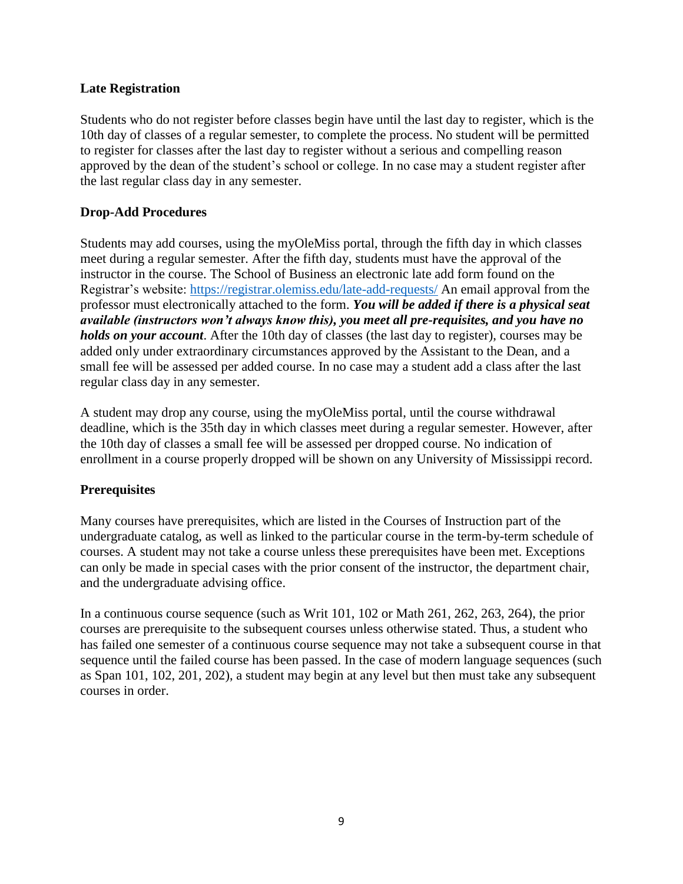### Late Registration

Students who do not register before classes begin have until the last day to register, which is the 10th day of classes of a regular semester, to complete the process. No student will be permitted to register for classes after the last day to register without a serious and compelling reason approved by the dean of the student's school or college. In no case may a student register after the last regular class day in any semester.

### Drop-Add Procedures

Students may add courses, using the myOleMiss portal, through the fifth day in which classes meet during a regular semester. After the fifth day, students must have the approval of the instructor in the course. The School of Business an electronic late add form found on the Registrar's website: https://registrar.olemiss.edu/late-add-requests/ An email approval from the professor must electronically attached to the form. ***You will be added if there is a physical seat available (instructors won't always know this), you meet all pre-requisites, and you have no holds on your account***. After the 10th day of classes (the last day to register), courses may be added only under extraordinary circumstances approved by the Assistant to the Dean, and a small fee will be assessed per added course. In no case may a student add a class after the last regular class day in any semester.

A student may drop any course, using the myOleMiss portal, until the course withdrawal deadline, which is the 35th day in which classes meet during a regular semester. However, after the 10th day of classes a small fee will be assessed per dropped course. No indication of enrollment in a course properly dropped will be shown on any University of Mississippi record.

### Prerequisites

Many courses have prerequisites, which are listed in the Courses of Instruction part of the undergraduate catalog, as well as linked to the particular course in the term-by-term schedule of courses. A student may not take a course unless these prerequisites have been met. Exceptions can only be made in special cases with the prior consent of the instructor, the department chair, and the undergraduate advising office.

In a continuous course sequence (such as Writ 101, 102 or Math 261, 262, 263, 264), the prior courses are prerequisite to the subsequent courses unless otherwise stated. Thus, a student who has failed one semester of a continuous course sequence may not take a subsequent course in that sequence until the failed course has been passed. In the case of modern language sequences (such as Span 101, 102, 201, 202), a student may begin at any level but then must take any subsequent courses in order.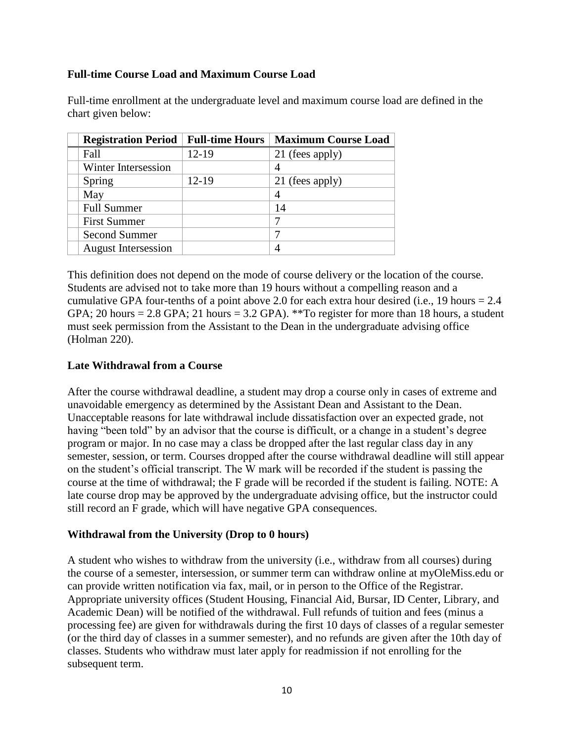### Full-time Course Load and Maximum Course Load

Full-time enrollment at the undergraduate level and maximum course load are defined in the chart given below:

| Registration Period | Full-time Hours | Maximum Course Load |
|---|---|---|
| Fall | 12-19 | 21 (fees apply) |
| Winter Intersession | | 4 |
| Spring | 12-19 | 21 (fees apply) |
| May | | 4 |
| Full Summer | | 14 |
| First Summer | | 7 |
| Second Summer | | 7 |
| August Intersession | | 4 |

This definition does not depend on the mode of course delivery or the location of the course. Students are advised not to take more than 19 hours without a compelling reason and a cumulative GPA four-tenths of a point above 2.0 for each extra hour desired (i.e., 19 hours = 2.4 GPA; 20 hours = 2.8 GPA; 21 hours = 3.2 GPA). **To register for more than 18 hours, a student must seek permission from the Assistant to the Dean in the undergraduate advising office (Holman 220).

### Late Withdrawal from a Course

After the course withdrawal deadline, a student may drop a course only in cases of extreme and unavoidable emergency as determined by the Assistant Dean and Assistant to the Dean. Unacceptable reasons for late withdrawal include dissatisfaction over an expected grade, not having "been told" by an advisor that the course is difficult, or a change in a student's degree program or major. In no case may a class be dropped after the last regular class day in any semester, session, or term. Courses dropped after the course withdrawal deadline will still appear on the student's official transcript. The W mark will be recorded if the student is passing the course at the time of withdrawal; the F grade will be recorded if the student is failing. NOTE: A late course drop may be approved by the undergraduate advising office, but the instructor could still record an F grade, which will have negative GPA consequences.

### Withdrawal from the University (Drop to 0 hours)

A student who wishes to withdraw from the university (i.e., withdraw from all courses) during the course of a semester, intersession, or summer term can withdraw online at myOleMiss.edu or can provide written notification via fax, mail, or in person to the Office of the Registrar. Appropriate university offices (Student Housing, Financial Aid, Bursar, ID Center, Library, and Academic Dean) will be notified of the withdrawal. Full refunds of tuition and fees (minus a processing fee) are given for withdrawals during the first 10 days of classes of a regular semester (or the third day of classes in a summer semester), and no refunds are given after the 10th day of classes. Students who withdraw must later apply for readmission if not enrolling for the subsequent term.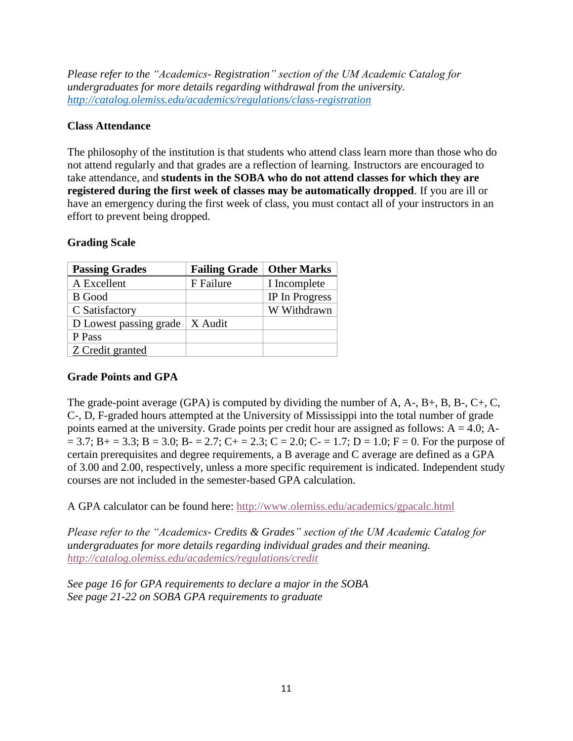*Please refer to the "Academics- Registration" section of the UM Academic Catalog for undergraduates for more details regarding withdrawal from the university.* *http://catalog.olemiss.edu/academics/regulations/class-registration*

### Class Attendance

The philosophy of the institution is that students who attend class learn more than those who do not attend regularly and that grades are a reflection of learning. Instructors are encouraged to take attendance, and **students in the SOBA who do not attend classes for which they are registered during the first week of classes may be automatically dropped**. If you are ill or have an emergency during the first week of class, you must contact all of your instructors in an effort to prevent being dropped.

### Grading Scale

| Passing Grades | Failing Grade | Other Marks |
| --- | --- | --- |
| A Excellent | F Failure | I Incomplete |
| B Good | | IP In Progress |
| C Satisfactory | | W Withdrawn |
| D Lowest passing grade | X Audit | |
| P Pass | | |
| Z Credit granted | | |

### Grade Points and GPA

The grade-point average (GPA) is computed by dividing the number of A, A-, B+, B, B-, C+, C, C-, D, F-graded hours attempted at the University of Mississippi into the total number of grade points earned at the university. Grade points per credit hour are assigned as follows: A = 4.0; A- = 3.7; B+ = 3.3; B = 3.0; B- = 2.7; C+ = 2.3; C = 2.0; C- = 1.7; D = 1.0; F = 0. For the purpose of certain prerequisites and degree requirements, a B average and C average are defined as a GPA of 3.00 and 2.00, respectively, unless a more specific requirement is indicated. Independent study courses are not included in the semester-based GPA calculation.

A GPA calculator can be found here: http://www.olemiss.edu/academics/gpacalc.html

*Please refer to the "Academics- Credits & Grades" section of the UM Academic Catalog for undergraduates for more details regarding individual grades and their meaning.* *http://catalog.olemiss.edu/academics/regulations/credit*

*See page 16 for GPA requirements to declare a major in the SOBA*
*See page 21-22 on SOBA GPA requirements to graduate*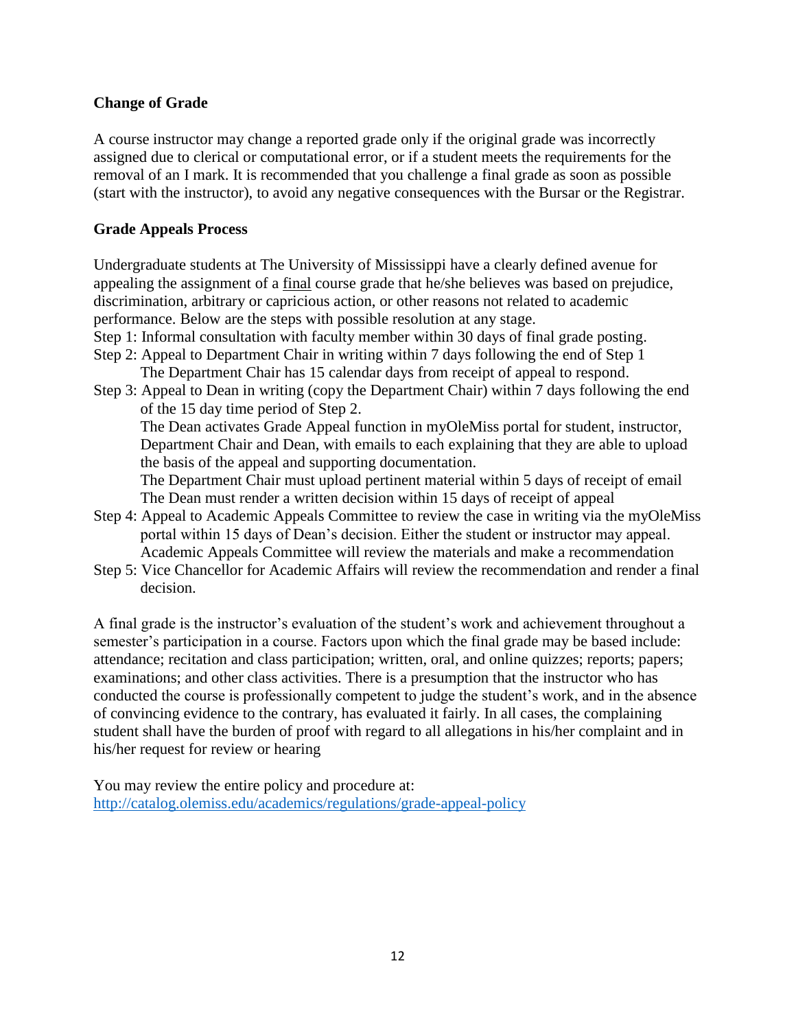**Change of Grade**

A course instructor may change a reported grade only if the original grade was incorrectly assigned due to clerical or computational error, or if a student meets the requirements for the removal of an I mark. It is recommended that you challenge a final grade as soon as possible (start with the instructor), to avoid any negative consequences with the Bursar or the Registrar.

**Grade Appeals Process**

Undergraduate students at The University of Mississippi have a clearly defined avenue for appealing the assignment of a <u>final</u> course grade that he/she believes was based on prejudice, discrimination, arbitrary or capricious action, or other reasons not related to academic performance. Below are the steps with possible resolution at any stage.

Step 1: Informal consultation with faculty member within 30 days of final grade posting.

Step 2: Appeal to Department Chair in writing within 7 days following the end of Step 1
The Department Chair has 15 calendar days from receipt of appeal to respond.

Step 3: Appeal to Dean in writing (copy the Department Chair) within 7 days following the end of the 15 day time period of Step 2.
The Dean activates Grade Appeal function in myOleMiss portal for student, instructor, Department Chair and Dean, with emails to each explaining that they are able to upload the basis of the appeal and supporting documentation.
The Department Chair must upload pertinent material within 5 days of receipt of email
The Dean must render a written decision within 15 days of receipt of appeal

Step 4: Appeal to Academic Appeals Committee to review the case in writing via the myOleMiss portal within 15 days of Dean's decision. Either the student or instructor may appeal.
Academic Appeals Committee will review the materials and make a recommendation

Step 5: Vice Chancellor for Academic Affairs will review the recommendation and render a final decision.

A final grade is the instructor's evaluation of the student's work and achievement throughout a semester's participation in a course. Factors upon which the final grade may be based include: attendance; recitation and class participation; written, oral, and online quizzes; reports; papers; examinations; and other class activities. There is a presumption that the instructor who has conducted the course is professionally competent to judge the student's work, and in the absence of convincing evidence to the contrary, has evaluated it fairly. In all cases, the complaining student shall have the burden of proof with regard to all allegations in his/her complaint and in his/her request for review or hearing

You may review the entire policy and procedure at:
[http://catalog.olemiss.edu/academics/regulations/grade-appeal-policy](http://catalog.olemiss.edu/academics/regulations/grade-appeal-policy)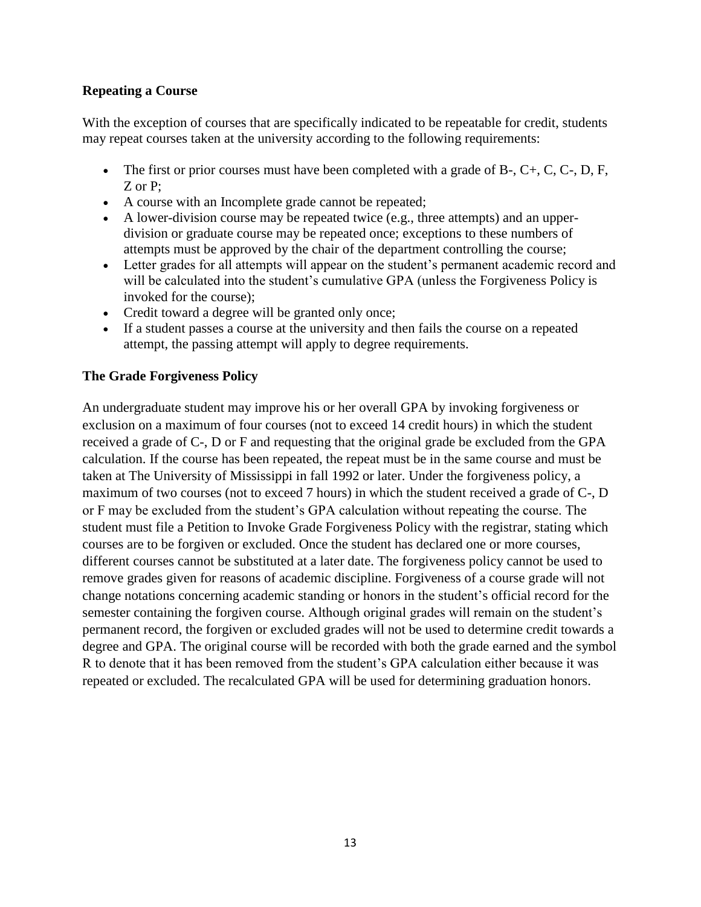**Repeating a Course**

With the exception of courses that are specifically indicated to be repeatable for credit, students may repeat courses taken at the university according to the following requirements:

- The first or prior courses must have been completed with a grade of B-, C+, C, C-, D, F, Z or P;
- A course with an Incomplete grade cannot be repeated;
- A lower-division course may be repeated twice (e.g., three attempts) and an upper-division or graduate course may be repeated once; exceptions to these numbers of attempts must be approved by the chair of the department controlling the course;
- Letter grades for all attempts will appear on the student's permanent academic record and will be calculated into the student's cumulative GPA (unless the Forgiveness Policy is invoked for the course);
- Credit toward a degree will be granted only once;
- If a student passes a course at the university and then fails the course on a repeated attempt, the passing attempt will apply to degree requirements.

**The Grade Forgiveness Policy**

An undergraduate student may improve his or her overall GPA by invoking forgiveness or exclusion on a maximum of four courses (not to exceed 14 credit hours) in which the student received a grade of C-, D or F and requesting that the original grade be excluded from the GPA calculation. If the course has been repeated, the repeat must be in the same course and must be taken at The University of Mississippi in fall 1992 or later. Under the forgiveness policy, a maximum of two courses (not to exceed 7 hours) in which the student received a grade of C-, D or F may be excluded from the student's GPA calculation without repeating the course. The student must file a Petition to Invoke Grade Forgiveness Policy with the registrar, stating which courses are to be forgiven or excluded. Once the student has declared one or more courses, different courses cannot be substituted at a later date. The forgiveness policy cannot be used to remove grades given for reasons of academic discipline. Forgiveness of a course grade will not change notations concerning academic standing or honors in the student's official record for the semester containing the forgiven course. Although original grades will remain on the student's permanent record, the forgiven or excluded grades will not be used to determine credit towards a degree and GPA. The original course will be recorded with both the grade earned and the symbol R to denote that it has been removed from the student's GPA calculation either because it was repeated or excluded. The recalculated GPA will be used for determining graduation honors.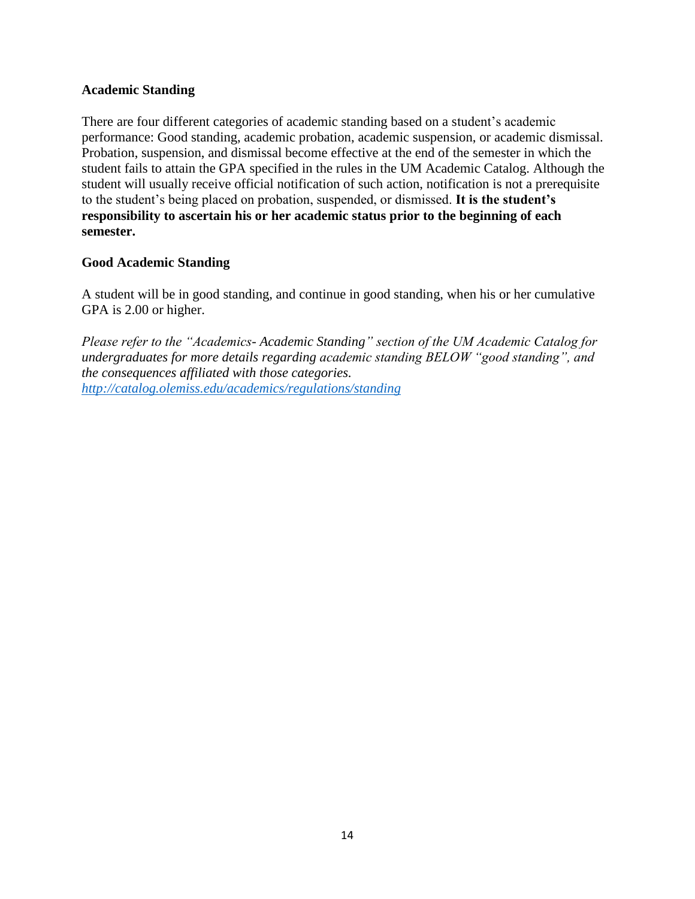## Academic Standing

There are four different categories of academic standing based on a student's academic performance: Good standing, academic probation, academic suspension, or academic dismissal. Probation, suspension, and dismissal become effective at the end of the semester in which the student fails to attain the GPA specified in the rules in the UM Academic Catalog. Although the student will usually receive official notification of such action, notification is not a prerequisite to the student's being placed on probation, suspended, or dismissed. **It is the student's responsibility to ascertain his or her academic status prior to the beginning of each semester.**

## Good Academic Standing

A student will be in good standing, and continue in good standing, when his or her cumulative GPA is 2.00 or higher.

*Please refer to the "Academics- Academic Standing" section of the UM Academic Catalog for undergraduates for more details regarding academic standing BELOW "good standing", and the consequences affiliated with those categories.*
[http://catalog.olemiss.edu/academics/regulations/standing](http://catalog.olemiss.edu/academics/regulations/standing)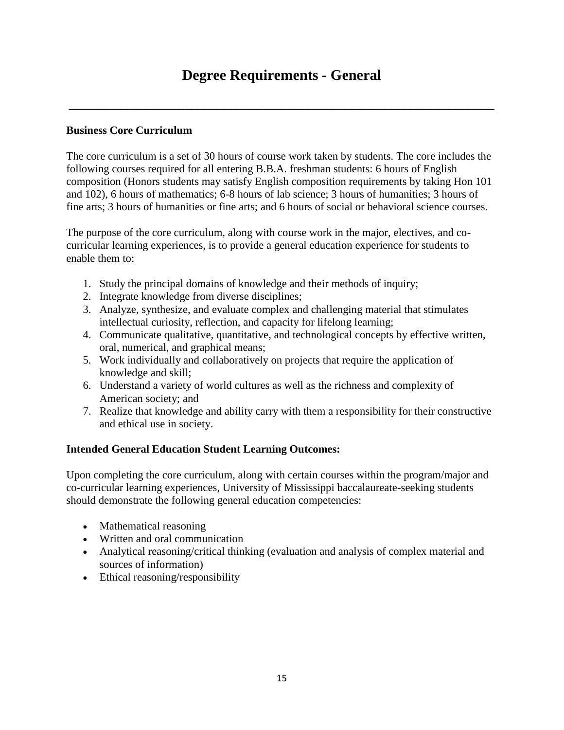# Degree Requirements - General

---

**Business Core Curriculum**

The core curriculum is a set of 30 hours of course work taken by students. The core includes the following courses required for all entering B.B.A. freshman students: 6 hours of English composition (Honors students may satisfy English composition requirements by taking Hon 101 and 102), 6 hours of mathematics; 6-8 hours of lab science; 3 hours of humanities; 3 hours of fine arts; 3 hours of humanities or fine arts; and 6 hours of social or behavioral science courses.

The purpose of the core curriculum, along with course work in the major, electives, and co-curricular learning experiences, is to provide a general education experience for students to enable them to:

1. Study the principal domains of knowledge and their methods of inquiry;
2. Integrate knowledge from diverse disciplines;
3. Analyze, synthesize, and evaluate complex and challenging material that stimulates intellectual curiosity, reflection, and capacity for lifelong learning;
4. Communicate qualitative, quantitative, and technological concepts by effective written, oral, numerical, and graphical means;
5. Work individually and collaboratively on projects that require the application of knowledge and skill;
6. Understand a variety of world cultures as well as the richness and complexity of American society; and
7. Realize that knowledge and ability carry with them a responsibility for their constructive and ethical use in society.

**Intended General Education Student Learning Outcomes:**

Upon completing the core curriculum, along with certain courses within the program/major and co-curricular learning experiences, University of Mississippi baccalaureate-seeking students should demonstrate the following general education competencies:

- Mathematical reasoning
- Written and oral communication
- Analytical reasoning/critical thinking (evaluation and analysis of complex material and sources of information)
- Ethical reasoning/responsibility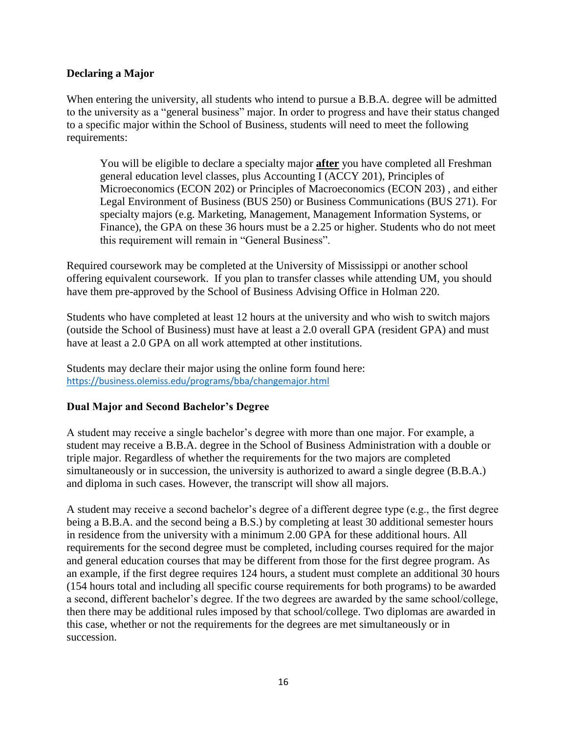### Declaring a Major

When entering the university, all students who intend to pursue a B.B.A. degree will be admitted to the university as a "general business" major. In order to progress and have their status changed to a specific major within the School of Business, students will need to meet the following requirements:

> You will be eligible to declare a specialty major ***after*** you have completed all Freshman general education level classes, plus Accounting I (ACCY 201), Principles of Microeconomics (ECON 202) or Principles of Macroeconomics (ECON 203) , and either Legal Environment of Business (BUS 250) or Business Communications (BUS 271). For specialty majors (e.g. Marketing, Management, Management Information Systems, or Finance), the GPA on these 36 hours must be a 2.25 or higher. Students who do not meet this requirement will remain in "General Business".

Required coursework may be completed at the University of Mississippi or another school offering equivalent coursework. If you plan to transfer classes while attending UM, you should have them pre-approved by the School of Business Advising Office in Holman 220.

Students who have completed at least 12 hours at the university and who wish to switch majors (outside the School of Business) must have at least a 2.0 overall GPA (resident GPA) and must have at least a 2.0 GPA on all work attempted at other institutions.

Students may declare their major using the online form found here:
https://business.olemiss.edu/programs/bba/changemajor.html

### Dual Major and Second Bachelor's Degree

A student may receive a single bachelor's degree with more than one major. For example, a student may receive a B.B.A. degree in the School of Business Administration with a double or triple major. Regardless of whether the requirements for the two majors are completed simultaneously or in succession, the university is authorized to award a single degree (B.B.A.) and diploma in such cases. However, the transcript will show all majors.

A student may receive a second bachelor's degree of a different degree type (e.g., the first degree being a B.B.A. and the second being a B.S.) by completing at least 30 additional semester hours in residence from the university with a minimum 2.00 GPA for these additional hours. All requirements for the second degree must be completed, including courses required for the major and general education courses that may be different from those for the first degree program. As an example, if the first degree requires 124 hours, a student must complete an additional 30 hours (154 hours total and including all specific course requirements for both programs) to be awarded a second, different bachelor's degree. If the two degrees are awarded by the same school/college, then there may be additional rules imposed by that school/college. Two diplomas are awarded in this case, whether or not the requirements for the degrees are met simultaneously or in succession.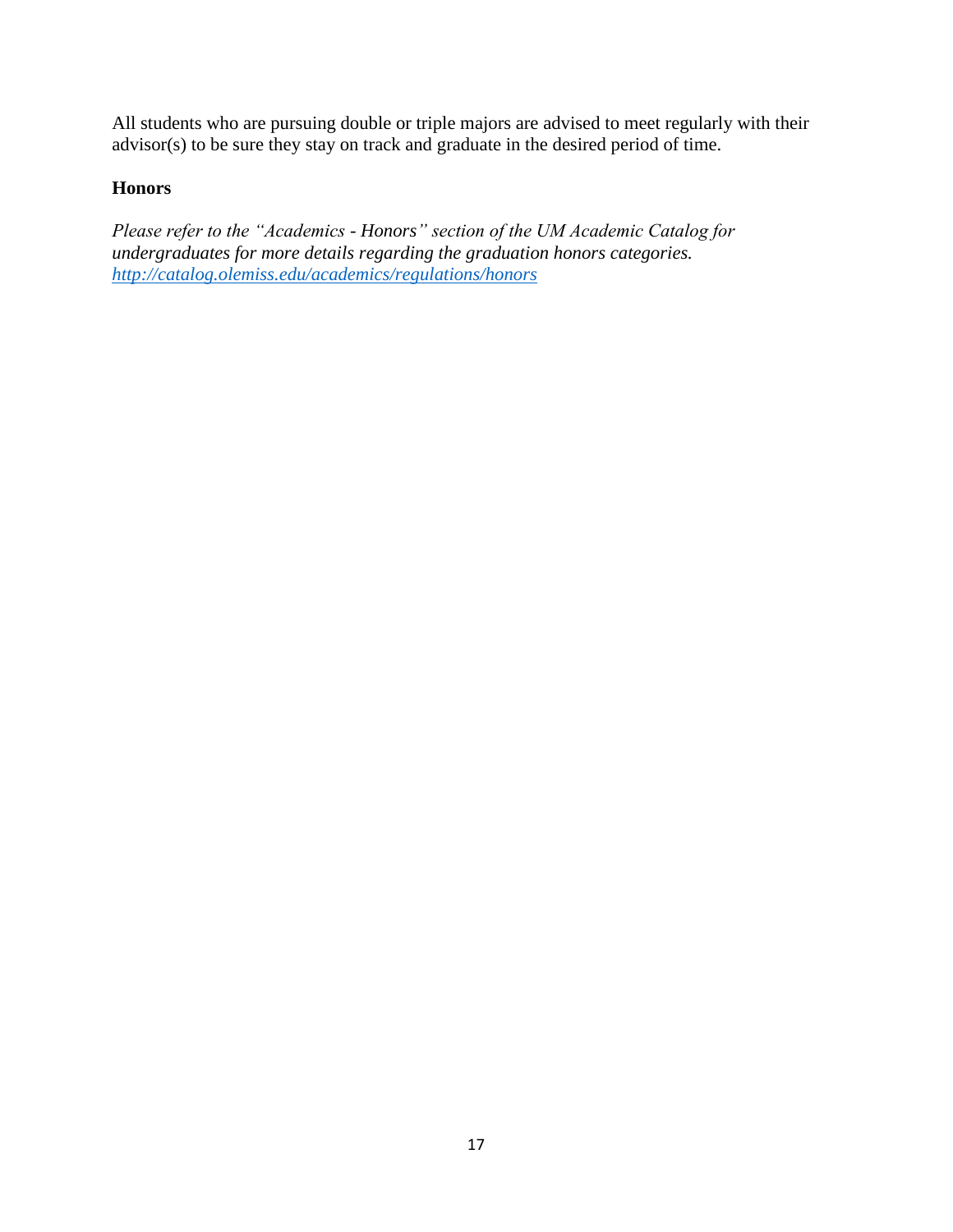All students who are pursuing double or triple majors are advised to meet regularly with their advisor(s) to be sure they stay on track and graduate in the desired period of time.

### Honors

*Please refer to the "Academics - Honors" section of the UM Academic Catalog for undergraduates for more details regarding the graduation honors categories.* *[http://catalog.olemiss.edu/academics/regulations/honors](http://catalog.olemiss.edu/academics/regulations/honors)*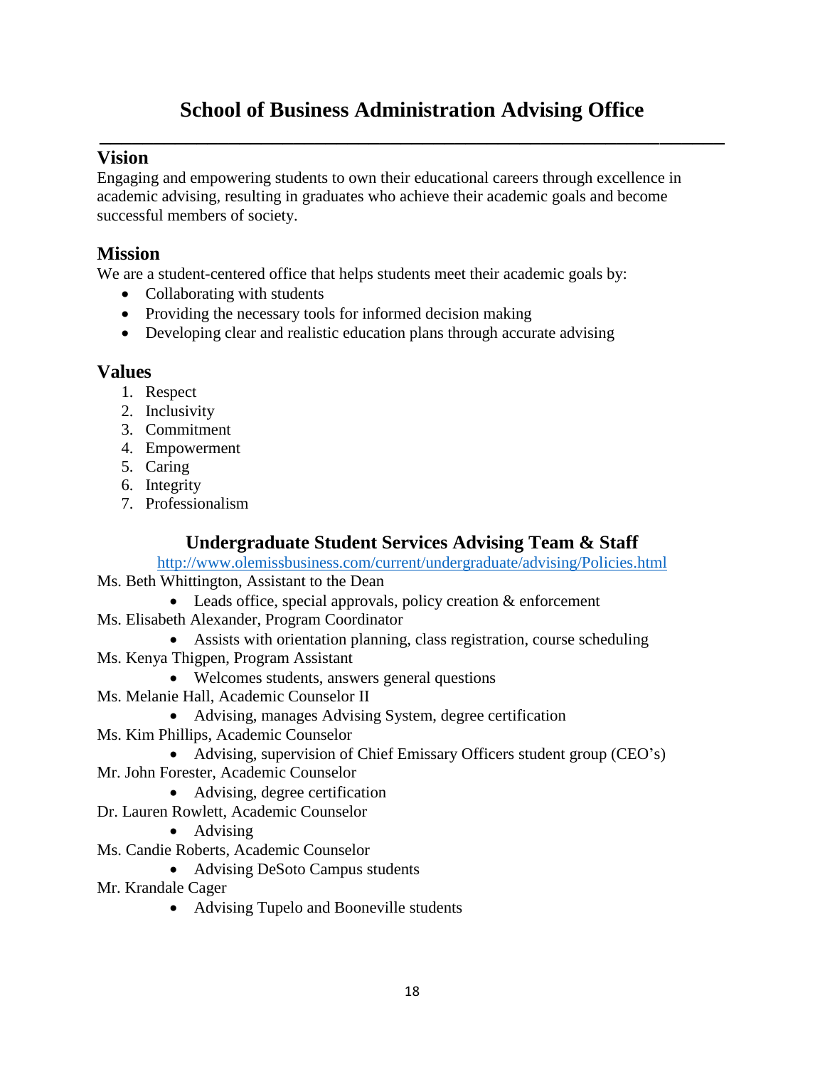# School of Business Administration Advising Office

## Vision

Engaging and empowering students to own their educational careers through excellence in academic advising, resulting in graduates who achieve their academic goals and become successful members of society.

## Mission

We are a student-centered office that helps students meet their academic goals by:

- Collaborating with students
- Providing the necessary tools for informed decision making
- Developing clear and realistic education plans through accurate advising

## Values

1. Respect
2. Inclusivity
3. Commitment
4. Empowerment
5. Caring
6. Integrity
7. Professionalism

## Undergraduate Student Services Advising Team & Staff

http://www.olemissbusiness.com/current/undergraduate/advising/Policies.html

Ms. Beth Whittington, Assistant to the Dean
- Leads office, special approvals, policy creation & enforcement

Ms. Elisabeth Alexander, Program Coordinator
- Assists with orientation planning, class registration, course scheduling

Ms. Kenya Thigpen, Program Assistant
- Welcomes students, answers general questions

Ms. Melanie Hall, Academic Counselor II
- Advising, manages Advising System, degree certification

Ms. Kim Phillips, Academic Counselor
- Advising, supervision of Chief Emissary Officers student group (CEO's)

Mr. John Forester, Academic Counselor
- Advising, degree certification

Dr. Lauren Rowlett, Academic Counselor
- Advising

Ms. Candie Roberts, Academic Counselor
- Advising DeSoto Campus students

Mr. Krandale Cager
- Advising Tupelo and Booneville students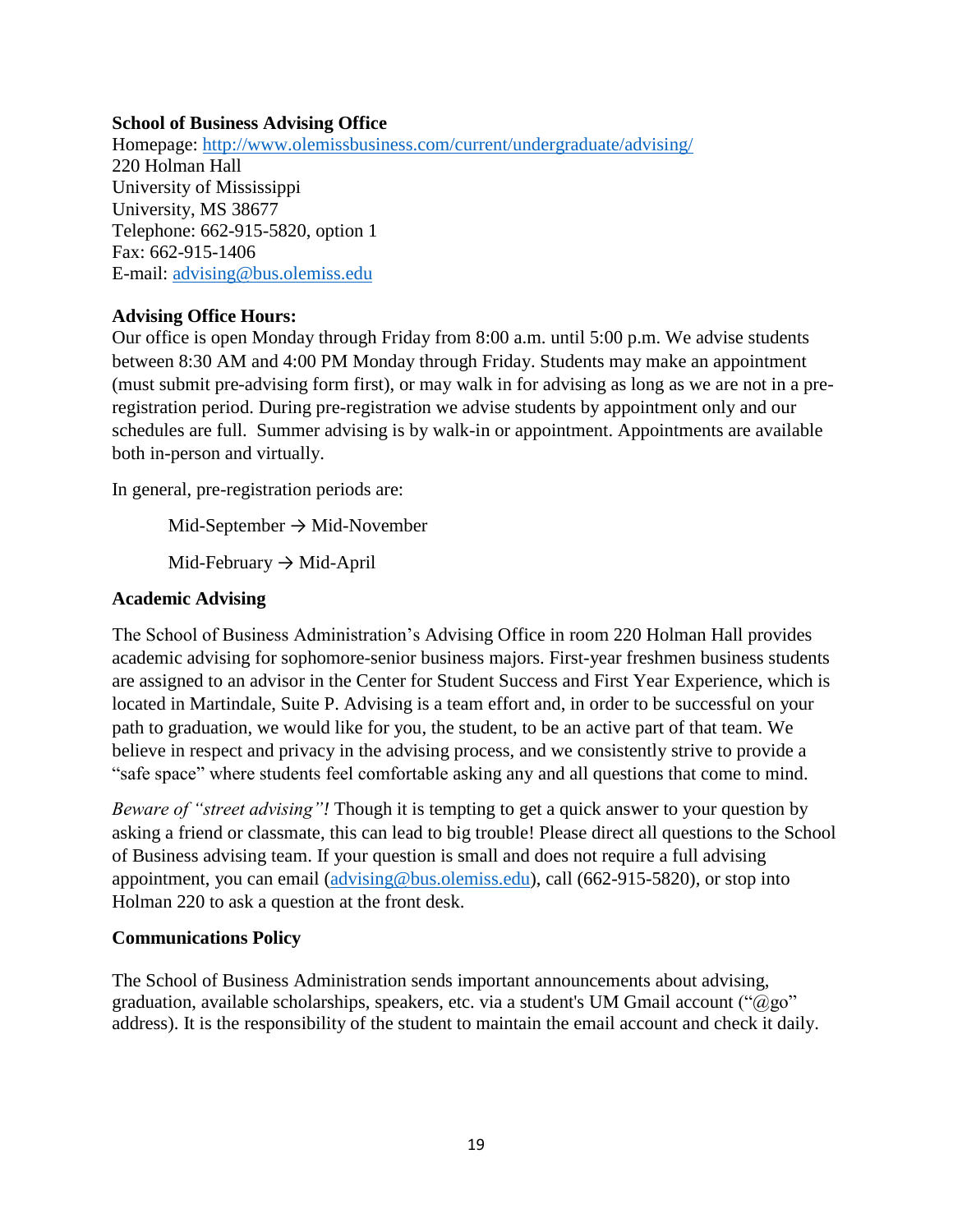**School of Business Advising Office**
Homepage: [http://www.olemissbusiness.com/current/undergraduate/advising/](http://www.olemissbusiness.com/current/undergraduate/advising/)
220 Holman Hall
University of Mississippi
University, MS 38677
Telephone: 662-915-5820, option 1
Fax: 662-915-1406
E-mail: [advising@bus.olemiss.edu](mailto:advising@bus.olemiss.edu)

**Advising Office Hours:**
Our office is open Monday through Friday from 8:00 a.m. until 5:00 p.m. We advise students between 8:30 AM and 4:00 PM Monday through Friday. Students may make an appointment (must submit pre-advising form first), or may walk in for advising as long as we are not in a pre-registration period. During pre-registration we advise students by appointment only and our schedules are full. Summer advising is by walk-in or appointment. Appointments are available both in-person and virtually.

In general, pre-registration periods are:

Mid-September → Mid-November

Mid-February → Mid-April

**Academic Advising**

The School of Business Administration's Advising Office in room 220 Holman Hall provides academic advising for sophomore-senior business majors. First-year freshmen business students are assigned to an advisor in the Center for Student Success and First Year Experience, which is located in Martindale, Suite P. Advising is a team effort and, in order to be successful on your path to graduation, we would like for you, the student, to be an active part of that team. We believe in respect and privacy in the advising process, and we consistently strive to provide a "safe space" where students feel comfortable asking any and all questions that come to mind.

*Beware of "street advising"!* Though it is tempting to get a quick answer to your question by asking a friend or classmate, this can lead to big trouble! Please direct all questions to the School of Business advising team. If your question is small and does not require a full advising appointment, you can email ([advising@bus.olemiss.edu](mailto:advising@bus.olemiss.edu)), call (662-915-5820), or stop into Holman 220 to ask a question at the front desk.

**Communications Policy**

The School of Business Administration sends important announcements about advising, graduation, available scholarships, speakers, etc. via a student's UM Gmail account ("@go" address). It is the responsibility of the student to maintain the email account and check it daily.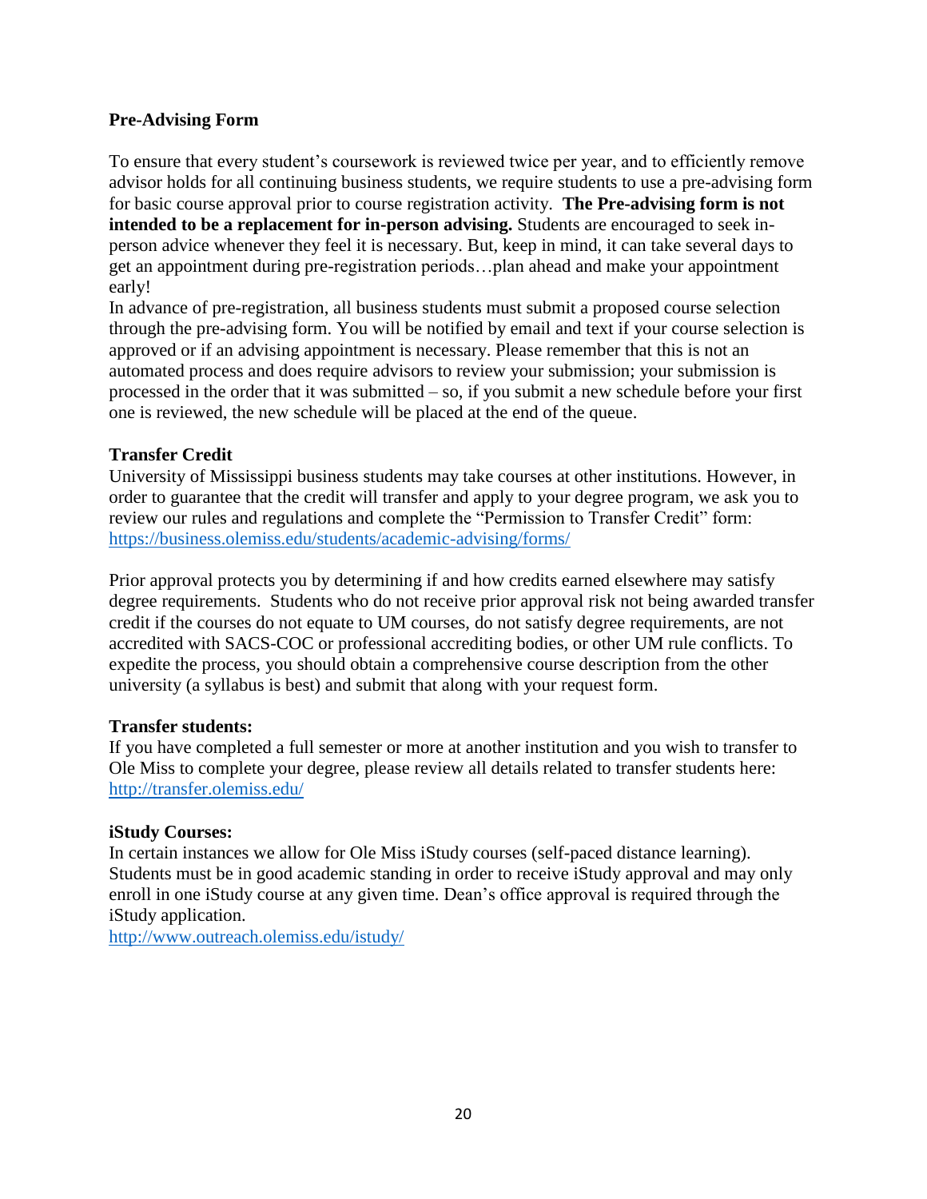## Pre-Advising Form

To ensure that every student's coursework is reviewed twice per year, and to efficiently remove advisor holds for all continuing business students, we require students to use a pre-advising form for basic course approval prior to course registration activity. **The Pre-advising form is not intended to be a replacement for in-person advising.** Students are encouraged to seek in-person advice whenever they feel it is necessary. But, keep in mind, it can take several days to get an appointment during pre-registration periods…plan ahead and make your appointment early!

In advance of pre-registration, all business students must submit a proposed course selection through the pre-advising form. You will be notified by email and text if your course selection is approved or if an advising appointment is necessary. Please remember that this is not an automated process and does require advisors to review your submission; your submission is processed in the order that it was submitted – so, if you submit a new schedule before your first one is reviewed, the new schedule will be placed at the end of the queue.

## Transfer Credit

University of Mississippi business students may take courses at other institutions. However, in order to guarantee that the credit will transfer and apply to your degree program, we ask you to review our rules and regulations and complete the "Permission to Transfer Credit" form: https://business.olemiss.edu/students/academic-advising/forms/

Prior approval protects you by determining if and how credits earned elsewhere may satisfy degree requirements. Students who do not receive prior approval risk not being awarded transfer credit if the courses do not equate to UM courses, do not satisfy degree requirements, are not accredited with SACS-COC or professional accrediting bodies, or other UM rule conflicts. To expedite the process, you should obtain a comprehensive course description from the other university (a syllabus is best) and submit that along with your request form.

### Transfer students:

If you have completed a full semester or more at another institution and you wish to transfer to Ole Miss to complete your degree, please review all details related to transfer students here: http://transfer.olemiss.edu/

### iStudy Courses:

In certain instances we allow for Ole Miss iStudy courses (self-paced distance learning). Students must be in good academic standing in order to receive iStudy approval and may only enroll in one iStudy course at any given time. Dean's office approval is required through the iStudy application.

http://www.outreach.olemiss.edu/istudy/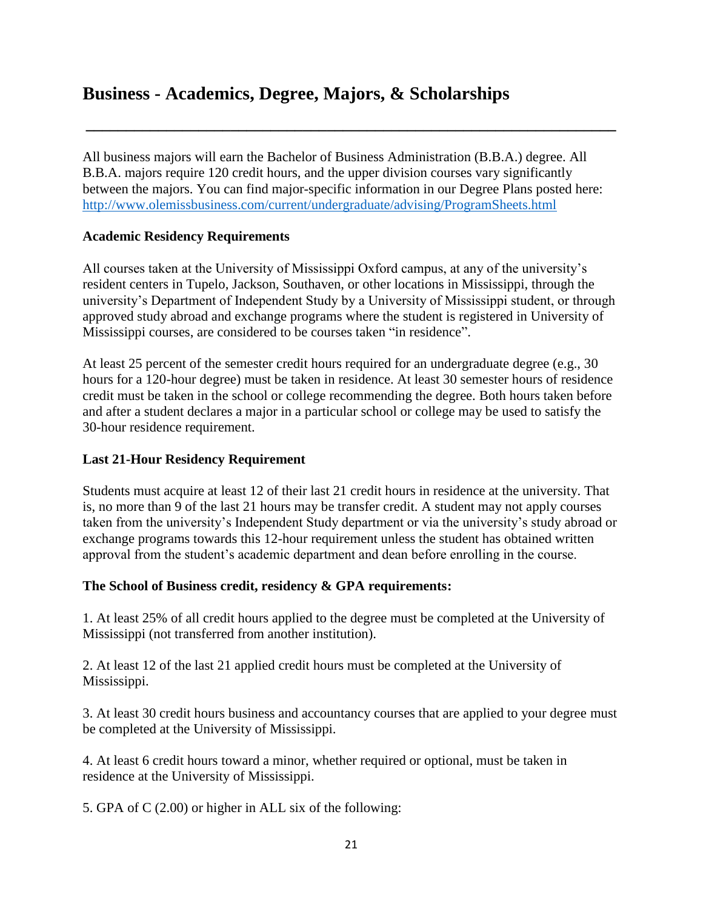# Business - Academics, Degree, Majors, & Scholarships

All business majors will earn the Bachelor of Business Administration (B.B.A.) degree. All B.B.A. majors require 120 credit hours, and the upper division courses vary significantly between the majors. You can find major-specific information in our Degree Plans posted here: http://www.olemissbusiness.com/current/undergraduate/advising/ProgramSheets.html

**Academic Residency Requirements**

All courses taken at the University of Mississippi Oxford campus, at any of the university's resident centers in Tupelo, Jackson, Southaven, or other locations in Mississippi, through the university's Department of Independent Study by a University of Mississippi student, or through approved study abroad and exchange programs where the student is registered in University of Mississippi courses, are considered to be courses taken "in residence".

At least 25 percent of the semester credit hours required for an undergraduate degree (e.g., 30 hours for a 120-hour degree) must be taken in residence. At least 30 semester hours of residence credit must be taken in the school or college recommending the degree. Both hours taken before and after a student declares a major in a particular school or college may be used to satisfy the 30-hour residence requirement.

**Last 21-Hour Residency Requirement**

Students must acquire at least 12 of their last 21 credit hours in residence at the university. That is, no more than 9 of the last 21 hours may be transfer credit. A student may not apply courses taken from the university's Independent Study department or via the university's study abroad or exchange programs towards this 12-hour requirement unless the student has obtained written approval from the student's academic department and dean before enrolling in the course.

**The School of Business credit, residency & GPA requirements:**

1. At least 25% of all credit hours applied to the degree must be completed at the University of Mississippi (not transferred from another institution).

2. At least 12 of the last 21 applied credit hours must be completed at the University of Mississippi.

3. At least 30 credit hours business and accountancy courses that are applied to your degree must be completed at the University of Mississippi.

4. At least 6 credit hours toward a minor, whether required or optional, must be taken in residence at the University of Mississippi.

5. GPA of C (2.00) or higher in ALL six of the following: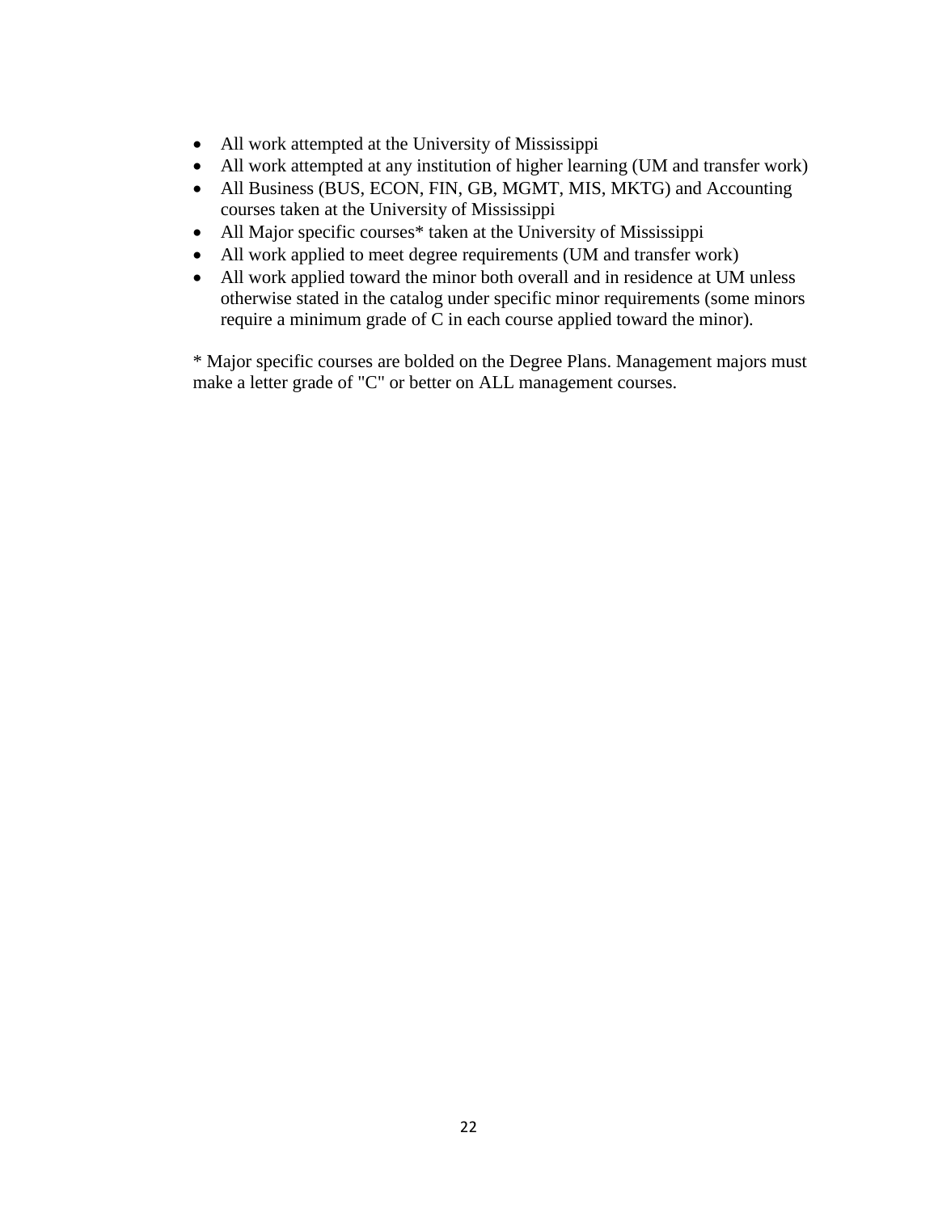- All work attempted at the University of Mississippi
- All work attempted at any institution of higher learning (UM and transfer work)
- All Business (BUS, ECON, FIN, GB, MGMT, MIS, MKTG) and Accounting courses taken at the University of Mississippi
- All Major specific courses* taken at the University of Mississippi
- All work applied to meet degree requirements (UM and transfer work)
- All work applied toward the minor both overall and in residence at UM unless otherwise stated in the catalog under specific minor requirements (some minors require a minimum grade of C in each course applied toward the minor).

* Major specific courses are bolded on the Degree Plans. Management majors must make a letter grade of "C" or better on ALL management courses.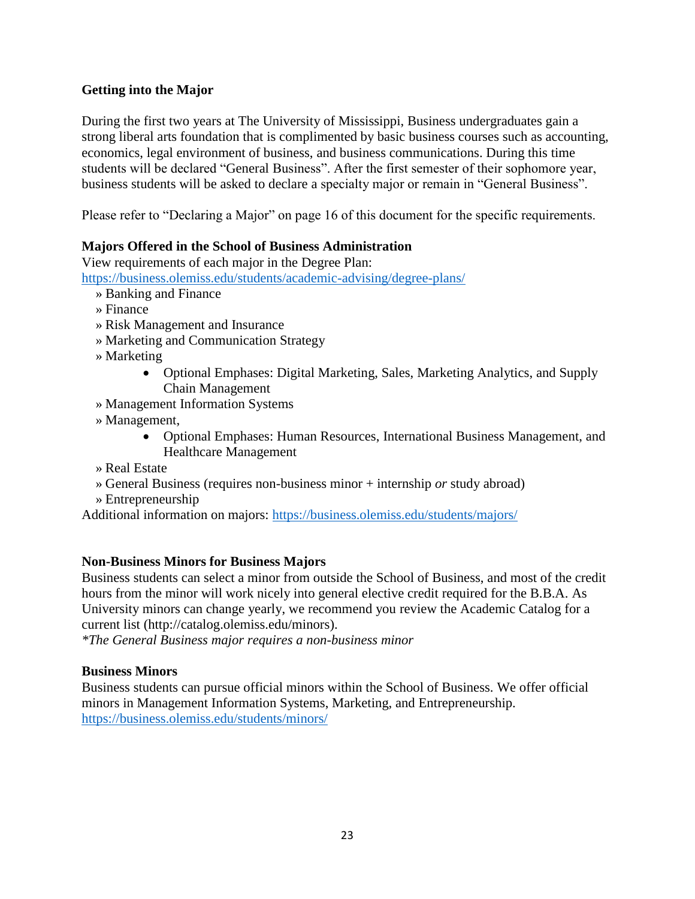**Getting into the Major**

During the first two years at The University of Mississippi, Business undergraduates gain a strong liberal arts foundation that is complimented by basic business courses such as accounting, economics, legal environment of business, and business communications. During this time students will be declared "General Business". After the first semester of their sophomore year, business students will be asked to declare a specialty major or remain in "General Business".

Please refer to "Declaring a Major" on page 16 of this document for the specific requirements.

**Majors Offered in the School of Business Administration**

View requirements of each major in the Degree Plan:
https://business.olemiss.edu/students/academic-advising/degree-plans/

» Banking and Finance
» Finance
» Risk Management and Insurance
» Marketing and Communication Strategy
» Marketing
- Optional Emphases: Digital Marketing, Sales, Marketing Analytics, and Supply Chain Management

» Management Information Systems
» Management,
- Optional Emphases: Human Resources, International Business Management, and Healthcare Management

» Real Estate
» General Business (requires non-business minor + internship *or* study abroad)
» Entrepreneurship

Additional information on majors: https://business.olemiss.edu/students/majors/

**Non-Business Minors for Business Majors**

Business students can select a minor from outside the School of Business, and most of the credit hours from the minor will work nicely into general elective credit required for the B.B.A. As University minors can change yearly, we recommend you review the Academic Catalog for a current list (http://catalog.olemiss.edu/minors).

**The General Business major requires a non-business minor*

**Business Minors**

Business students can pursue official minors within the School of Business. We offer official minors in Management Information Systems, Marketing, and Entrepreneurship.
https://business.olemiss.edu/students/minors/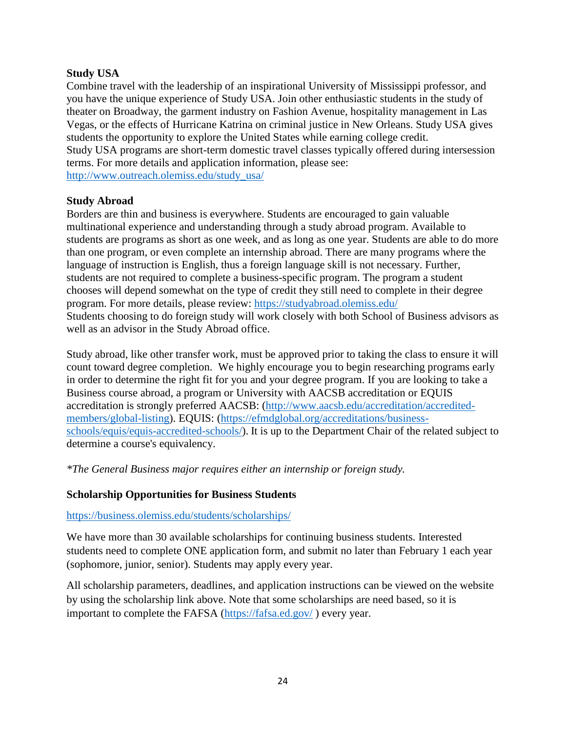### Study USA

Combine travel with the leadership of an inspirational University of Mississippi professor, and you have the unique experience of Study USA. Join other enthusiastic students in the study of theater on Broadway, the garment industry on Fashion Avenue, hospitality management in Las Vegas, or the effects of Hurricane Katrina on criminal justice in New Orleans. Study USA gives students the opportunity to explore the United States while earning college credit.
Study USA programs are short-term domestic travel classes typically offered during intersession terms. For more details and application information, please see:
http://www.outreach.olemiss.edu/study_usa/

### Study Abroad

Borders are thin and business is everywhere. Students are encouraged to gain valuable multinational experience and understanding through a study abroad program. Available to students are programs as short as one week, and as long as one year. Students are able to do more than one program, or even complete an internship abroad. There are many programs where the language of instruction is English, thus a foreign language skill is not necessary. Further, students are not required to complete a business-specific program. The program a student chooses will depend somewhat on the type of credit they still need to complete in their degree program. For more details, please review: https://studyabroad.olemiss.edu/
Students choosing to do foreign study will work closely with both School of Business advisors as well as an advisor in the Study Abroad office.

Study abroad, like other transfer work, must be approved prior to taking the class to ensure it will count toward degree completion. We highly encourage you to begin researching programs early in order to determine the right fit for you and your degree program. If you are looking to take a Business course abroad, a program or University with AACSB accreditation or EQUIS accreditation is strongly preferred AACSB: (http://www.aacsb.edu/accreditation/accredited-members/global-listing). EQUIS: (https://efmdglobal.org/accreditations/business-schools/equis/equis-accredited-schools/). It is up to the Department Chair of the related subject to determine a course's equivalency.

*\*The General Business major requires either an internship or foreign study.*

### Scholarship Opportunities for Business Students

https://business.olemiss.edu/students/scholarships/

We have more than 30 available scholarships for continuing business students. Interested students need to complete ONE application form, and submit no later than February 1 each year (sophomore, junior, senior). Students may apply every year.

All scholarship parameters, deadlines, and application instructions can be viewed on the website by using the scholarship link above. Note that some scholarships are need based, so it is important to complete the FAFSA (https://fafsa.ed.gov/ ) every year.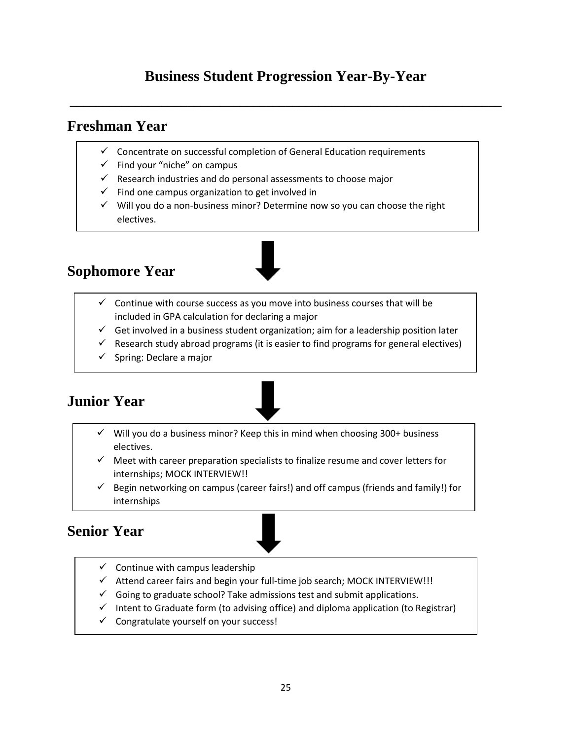# Business Student Progression Year-By-Year

## Freshman Year

- ✓ Concentrate on successful completion of General Education requirements
- ✓ Find your "niche" on campus
- ✓ Research industries and do personal assessments to choose major
- ✓ Find one campus organization to get involved in
- ✓ Will you do a non-business minor? Determine now so you can choose the right electives.

## Sophomore Year

- ✓ Continue with course success as you move into business courses that will be included in GPA calculation for declaring a major
- ✓ Get involved in a business student organization; aim for a leadership position later
- ✓ Research study abroad programs (it is easier to find programs for general electives)
- ✓ Spring: Declare a major

## Junior Year

- ✓ Will you do a business minor? Keep this in mind when choosing 300+ business electives.
- ✓ Meet with career preparation specialists to finalize resume and cover letters for internships; MOCK INTERVIEW!!
- ✓ Begin networking on campus (career fairs!) and off campus (friends and family!) for internships

## Senior Year

- ✓ Continue with campus leadership
- ✓ Attend career fairs and begin your full-time job search; MOCK INTERVIEW!!!
- ✓ Going to graduate school? Take admissions test and submit applications.
- ✓ Intent to Graduate form (to advising office) and diploma application (to Registrar)
- ✓ Congratulate yourself on your success!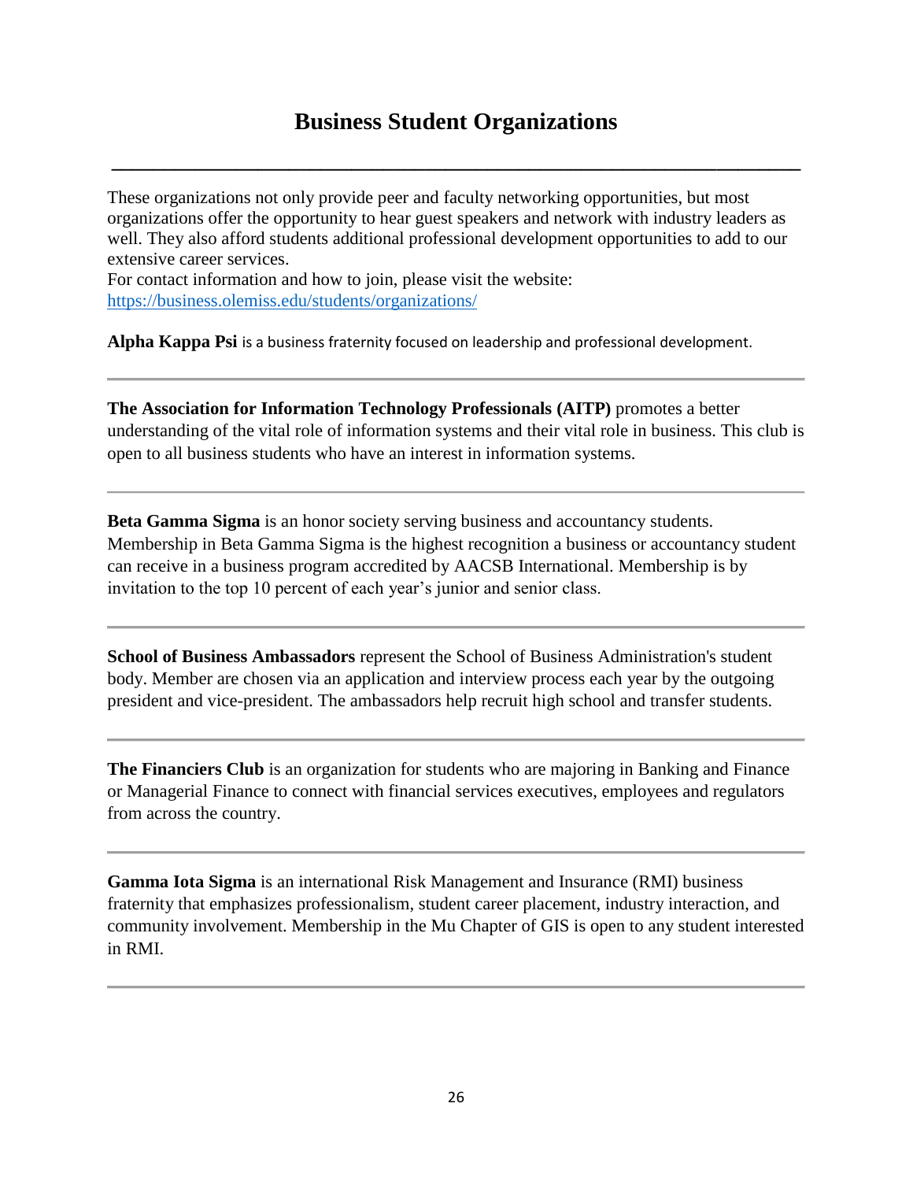# Business Student Organizations

---

These organizations not only provide peer and faculty networking opportunities, but most organizations offer the opportunity to hear guest speakers and network with industry leaders as well. They also afford students additional professional development opportunities to add to our extensive career services.
For contact information and how to join, please visit the website: https://business.olemiss.edu/students/organizations/

**Alpha Kappa Psi** is a business fraternity focused on leadership and professional development.

---

**The Association for Information Technology Professionals (AITP)** promotes a better understanding of the vital role of information systems and their vital role in business. This club is open to all business students who have an interest in information systems.

---

**Beta Gamma Sigma** is an honor society serving business and accountancy students. Membership in Beta Gamma Sigma is the highest recognition a business or accountancy student can receive in a business program accredited by AACSB International. Membership is by invitation to the top 10 percent of each year's junior and senior class.

---

**School of Business Ambassadors** represent the School of Business Administration's student body. Member are chosen via an application and interview process each year by the outgoing president and vice-president. The ambassadors help recruit high school and transfer students.

---

**The Financiers Club** is an organization for students who are majoring in Banking and Finance or Managerial Finance to connect with financial services executives, employees and regulators from across the country.

---

**Gamma Iota Sigma** is an international Risk Management and Insurance (RMI) business fraternity that emphasizes professionalism, student career placement, industry interaction, and community involvement. Membership in the Mu Chapter of GIS is open to any student interested in RMI.

---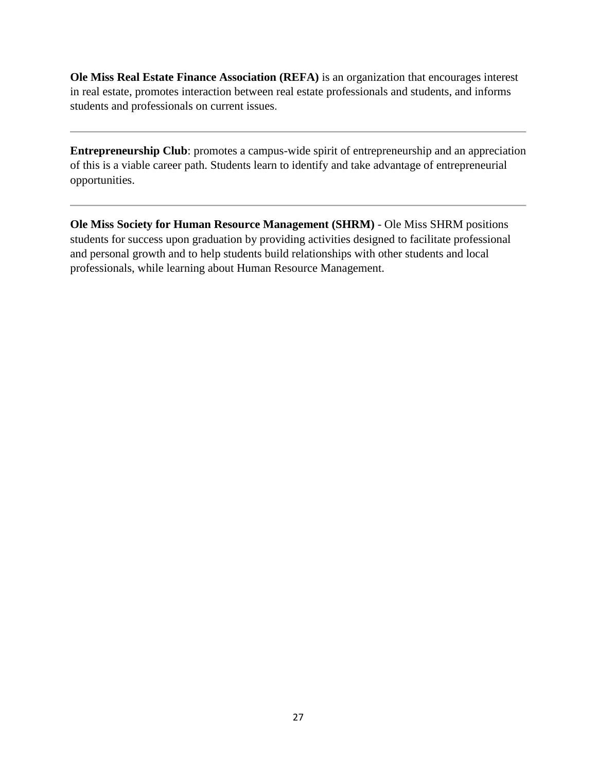**Ole Miss Real Estate Finance Association (REFA)** is an organization that encourages interest in real estate, promotes interaction between real estate professionals and students, and informs students and professionals on current issues.

---

**Entrepreneurship Club**: promotes a campus-wide spirit of entrepreneurship and an appreciation of this is a viable career path. Students learn to identify and take advantage of entrepreneurial opportunities.

---

**Ole Miss Society for Human Resource Management (SHRM)** - Ole Miss SHRM positions students for success upon graduation by providing activities designed to facilitate professional and personal growth and to help students build relationships with other students and local professionals, while learning about Human Resource Management.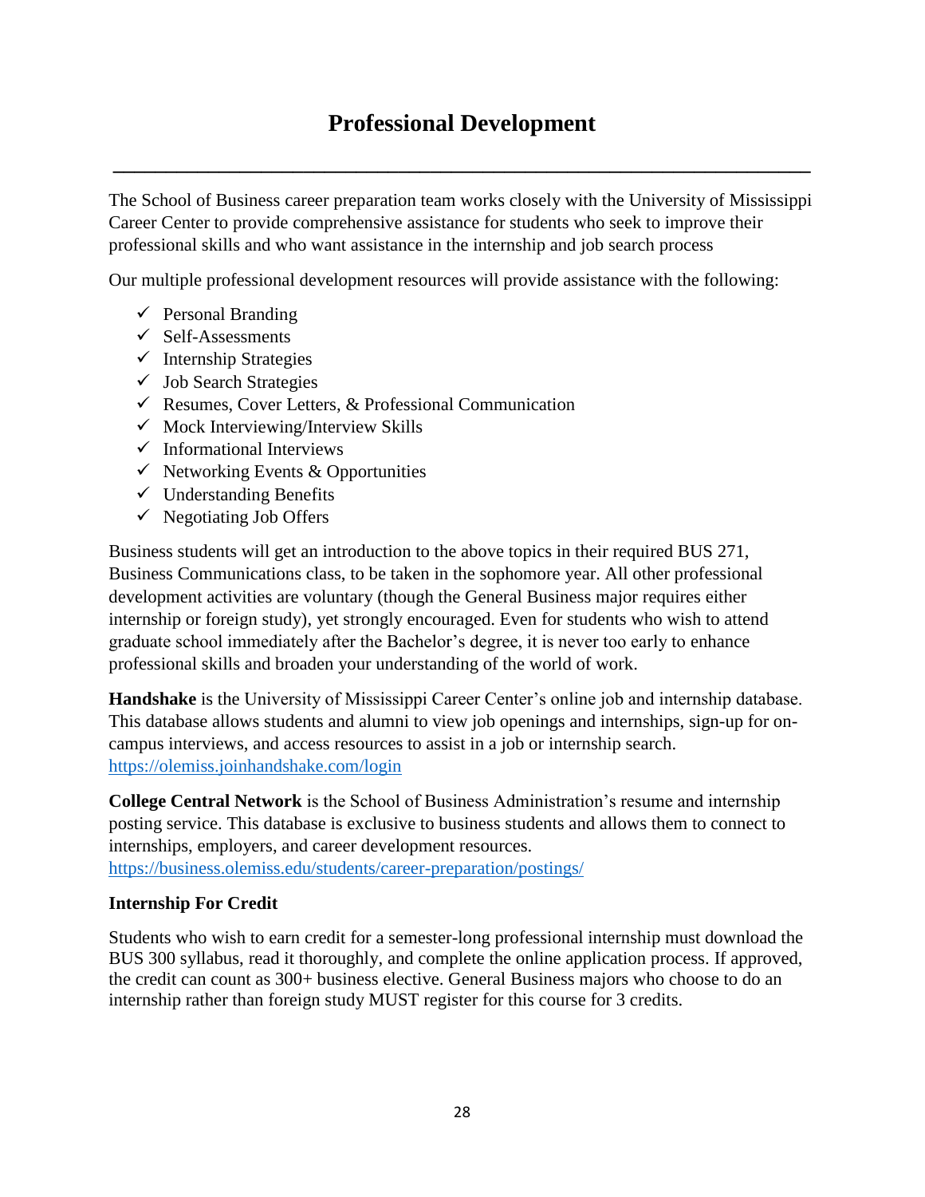# Professional Development

The School of Business career preparation team works closely with the University of Mississippi Career Center to provide comprehensive assistance for students who seek to improve their professional skills and who want assistance in the internship and job search process

Our multiple professional development resources will provide assistance with the following:

- ✓ Personal Branding
- ✓ Self-Assessments
- ✓ Internship Strategies
- ✓ Job Search Strategies
- ✓ Resumes, Cover Letters, & Professional Communication
- ✓ Mock Interviewing/Interview Skills
- ✓ Informational Interviews
- ✓ Networking Events & Opportunities
- ✓ Understanding Benefits
- ✓ Negotiating Job Offers

Business students will get an introduction to the above topics in their required BUS 271, Business Communications class, to be taken in the sophomore year. All other professional development activities are voluntary (though the General Business major requires either internship or foreign study), yet strongly encouraged. Even for students who wish to attend graduate school immediately after the Bachelor's degree, it is never too early to enhance professional skills and broaden your understanding of the world of work.

**Handshake** is the University of Mississippi Career Center's online job and internship database. This database allows students and alumni to view job openings and internships, sign-up for on-campus interviews, and access resources to assist in a job or internship search. https://olemiss.joinhandshake.com/login

**College Central Network** is the School of Business Administration's resume and internship posting service. This database is exclusive to business students and allows them to connect to internships, employers, and career development resources. https://business.olemiss.edu/students/career-preparation/postings/

### Internship For Credit

Students who wish to earn credit for a semester-long professional internship must download the BUS 300 syllabus, read it thoroughly, and complete the online application process. If approved, the credit can count as 300+ business elective. General Business majors who choose to do an internship rather than foreign study MUST register for this course for 3 credits.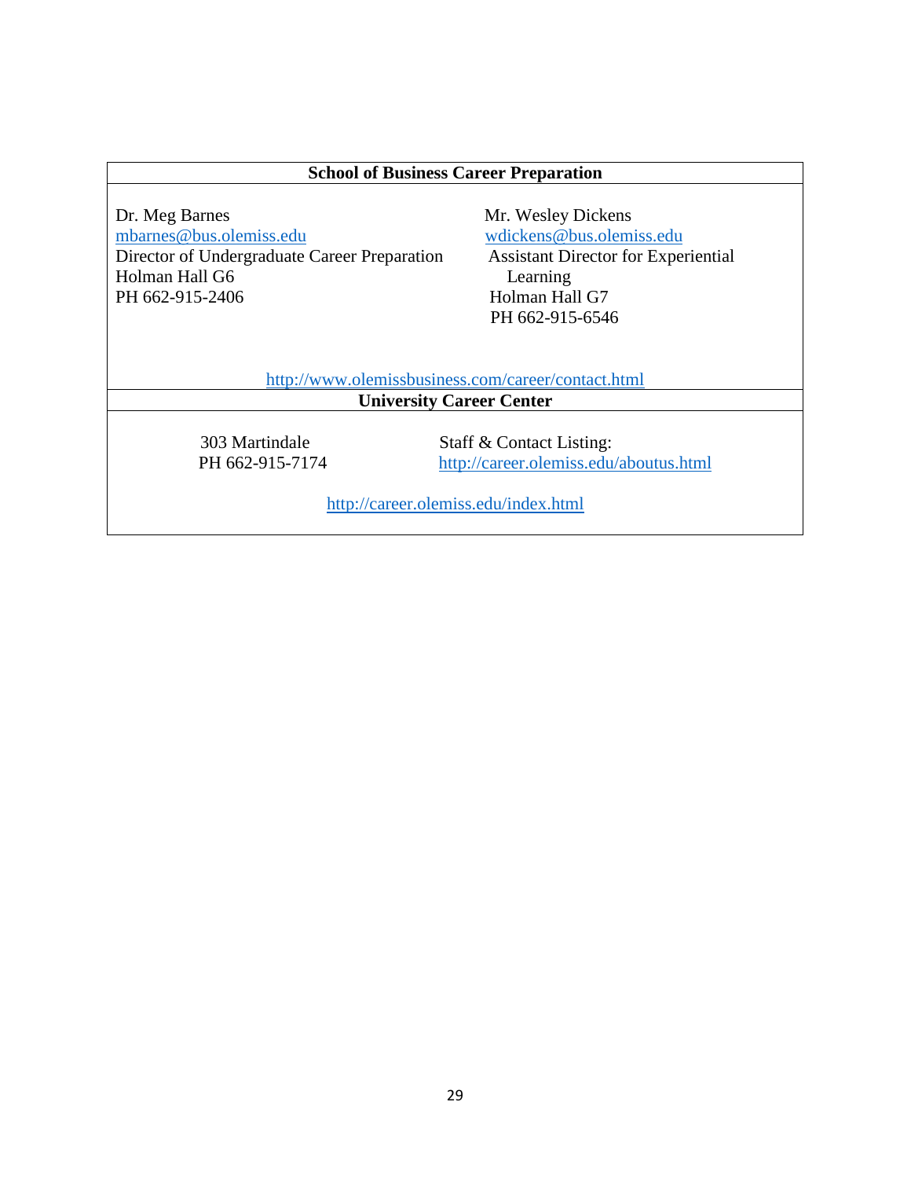## School of Business Career Preparation

Dr. Meg Barnes
mbarnes@bus.olemiss.edu
Director of Undergraduate Career Preparation
Holman Hall G6
PH 662-915-2406

Mr. Wesley Dickens
wdickens@bus.olemiss.edu
Assistant Director for Experiential Learning
Holman Hall G7
PH 662-915-6546

http://www.olemissbusiness.com/career/contact.html

## University Career Center

303 Martindale
PH 662-915-7174

Staff & Contact Listing:
http://career.olemiss.edu/aboutus.html

http://career.olemiss.edu/index.html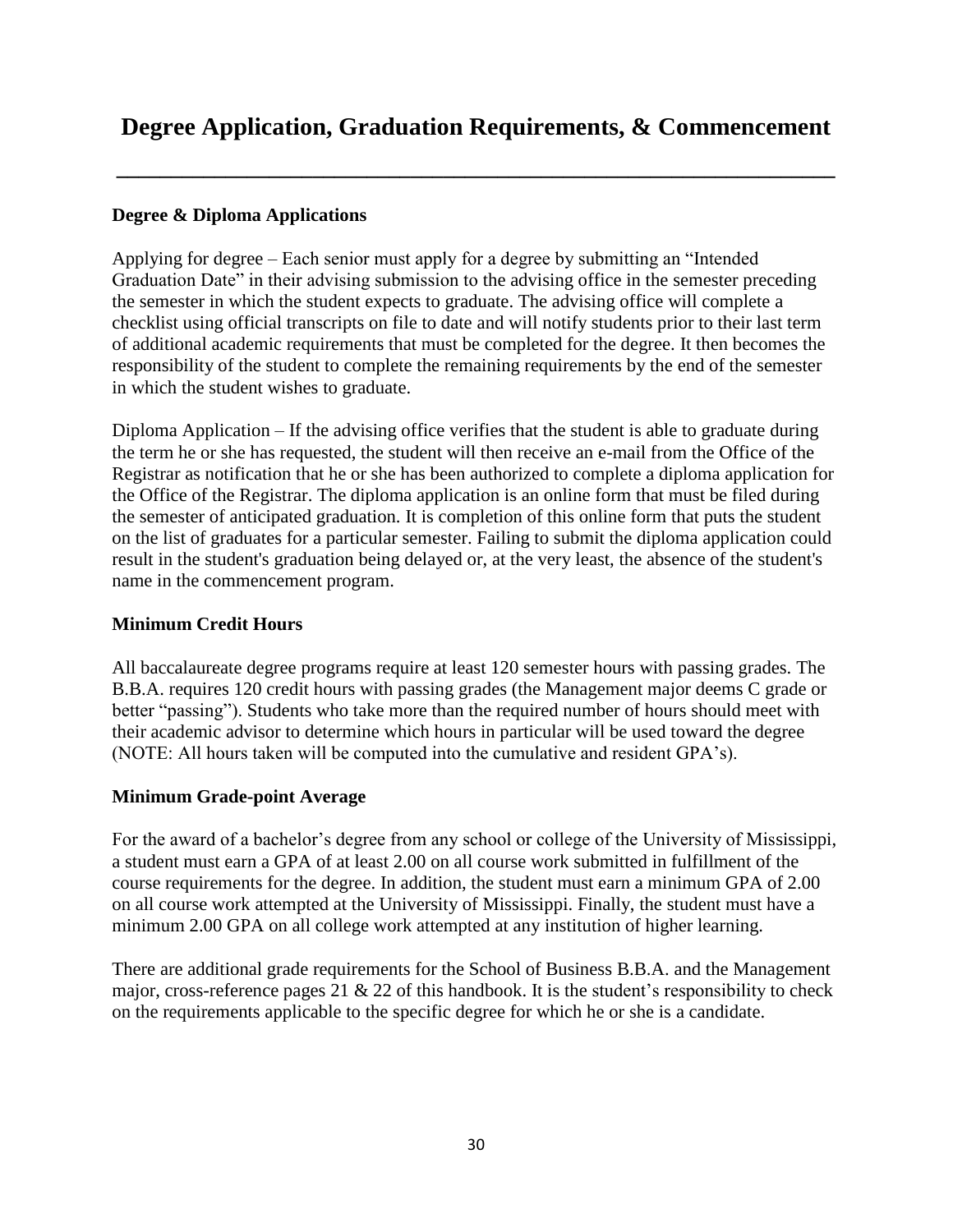# Degree Application, Graduation Requirements, & Commencement

### Degree & Diploma Applications

Applying for degree – Each senior must apply for a degree by submitting an "Intended Graduation Date" in their advising submission to the advising office in the semester preceding the semester in which the student expects to graduate. The advising office will complete a checklist using official transcripts on file to date and will notify students prior to their last term of additional academic requirements that must be completed for the degree. It then becomes the responsibility of the student to complete the remaining requirements by the end of the semester in which the student wishes to graduate.

Diploma Application – If the advising office verifies that the student is able to graduate during the term he or she has requested, the student will then receive an e-mail from the Office of the Registrar as notification that he or she has been authorized to complete a diploma application for the Office of the Registrar. The diploma application is an online form that must be filed during the semester of anticipated graduation. It is completion of this online form that puts the student on the list of graduates for a particular semester. Failing to submit the diploma application could result in the student's graduation being delayed or, at the very least, the absence of the student's name in the commencement program.

### Minimum Credit Hours

All baccalaureate degree programs require at least 120 semester hours with passing grades. The B.B.A. requires 120 credit hours with passing grades (the Management major deems C grade or better "passing"). Students who take more than the required number of hours should meet with their academic advisor to determine which hours in particular will be used toward the degree (NOTE: All hours taken will be computed into the cumulative and resident GPA's).

### Minimum Grade-point Average

For the award of a bachelor's degree from any school or college of the University of Mississippi, a student must earn a GPA of at least 2.00 on all course work submitted in fulfillment of the course requirements for the degree. In addition, the student must earn a minimum GPA of 2.00 on all course work attempted at the University of Mississippi. Finally, the student must have a minimum 2.00 GPA on all college work attempted at any institution of higher learning.

There are additional grade requirements for the School of Business B.B.A. and the Management major, cross-reference pages 21 & 22 of this handbook. It is the student's responsibility to check on the requirements applicable to the specific degree for which he or she is a candidate.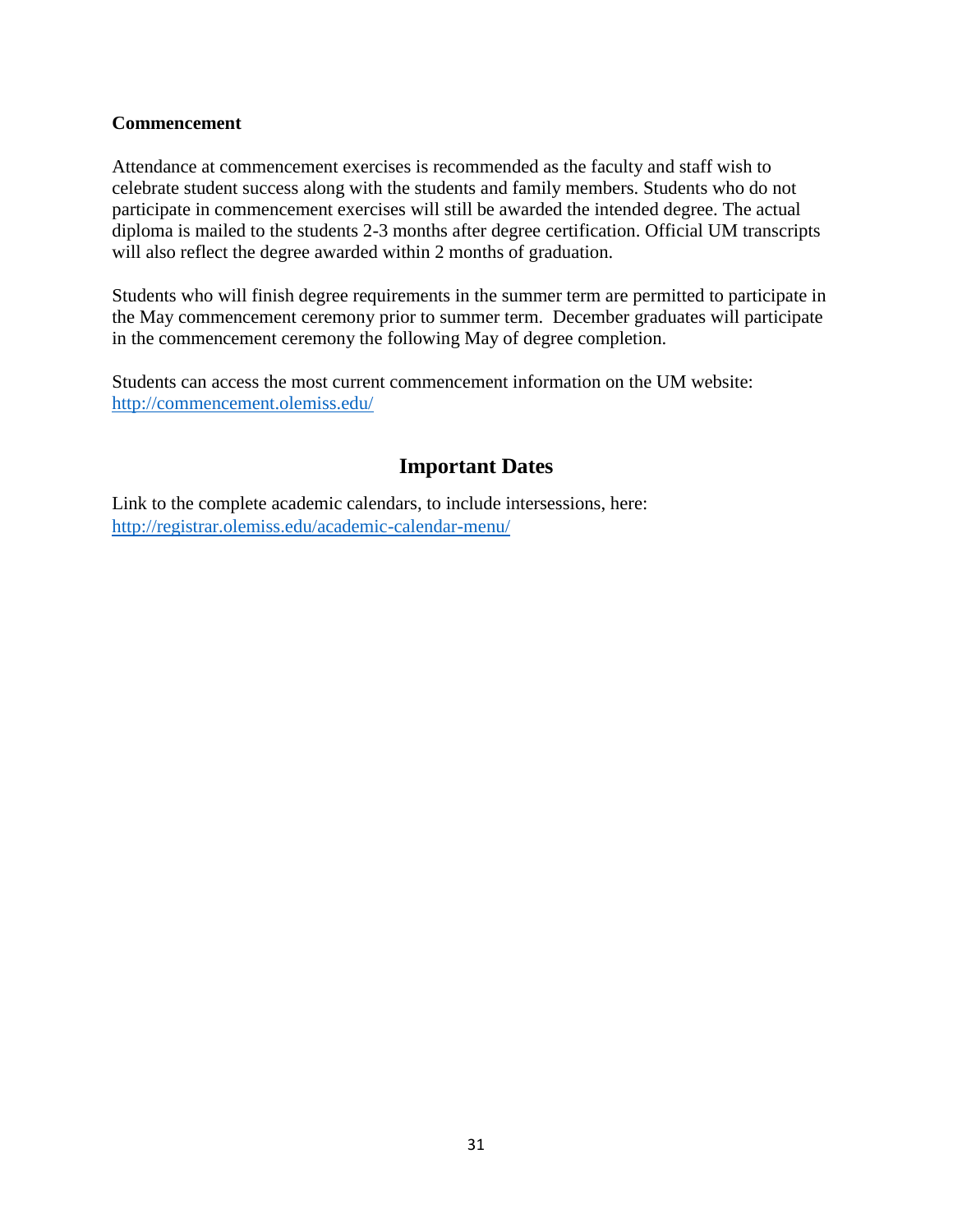**Commencement**

Attendance at commencement exercises is recommended as the faculty and staff wish to celebrate student success along with the students and family members. Students who do not participate in commencement exercises will still be awarded the intended degree. The actual diploma is mailed to the students 2-3 months after degree certification. Official UM transcripts will also reflect the degree awarded within 2 months of graduation.

Students who will finish degree requirements in the summer term are permitted to participate in the May commencement ceremony prior to summer term. December graduates will participate in the commencement ceremony the following May of degree completion.

Students can access the most current commencement information on the UM website: http://commencement.olemiss.edu/

## Important Dates

Link to the complete academic calendars, to include intersessions, here: http://registrar.olemiss.edu/academic-calendar-menu/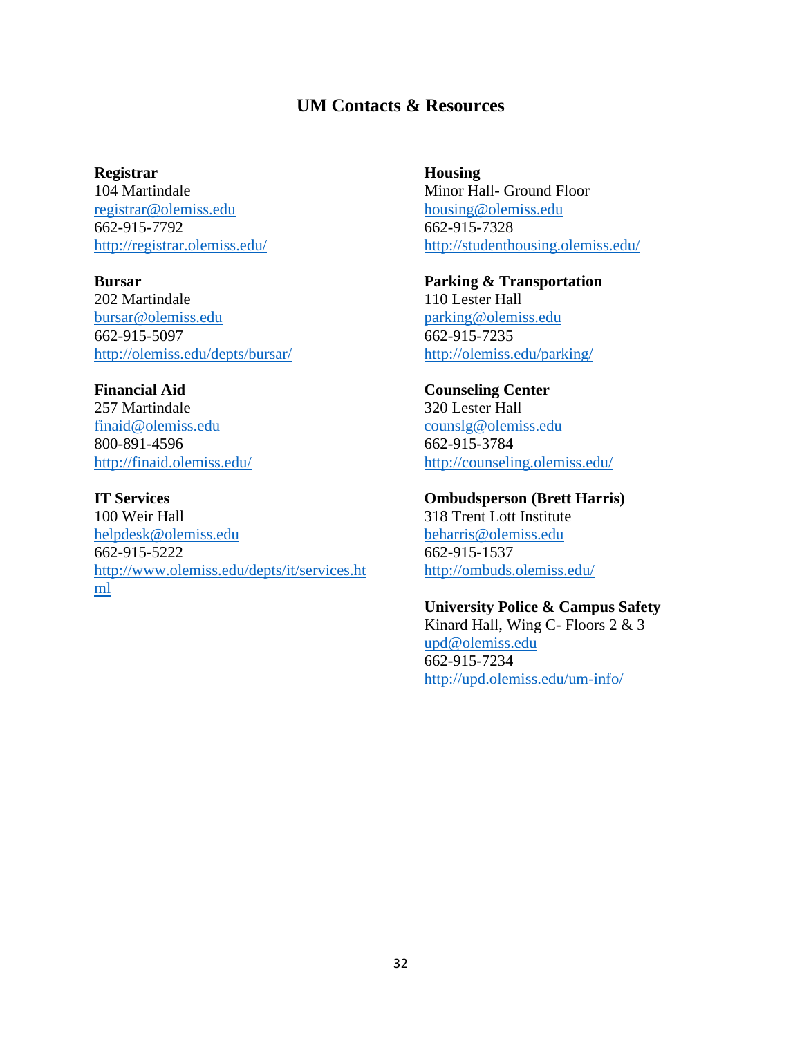## UM Contacts & Resources

**Registrar**
104 Martindale
registrar@olemiss.edu
662-915-7792
http://registrar.olemiss.edu/

**Bursar**
202 Martindale
bursar@olemiss.edu
662-915-5097
http://olemiss.edu/depts/bursar/

**Financial Aid**
257 Martindale
finaid@olemiss.edu
800-891-4596
http://finaid.olemiss.edu/

**IT Services**
100 Weir Hall
helpdesk@olemiss.edu
662-915-5222
http://www.olemiss.edu/depts/it/services.html

**Housing**
Minor Hall- Ground Floor
housing@olemiss.edu
662-915-7328
http://studenthousing.olemiss.edu/

**Parking & Transportation**
110 Lester Hall
parking@olemiss.edu
662-915-7235
http://olemiss.edu/parking/

**Counseling Center**
320 Lester Hall
counslg@olemiss.edu
662-915-3784
http://counseling.olemiss.edu/

**Ombudsperson (Brett Harris)**
318 Trent Lott Institute
beharris@olemiss.edu
662-915-1537
http://ombuds.olemiss.edu/

**University Police & Campus Safety**
Kinard Hall, Wing C- Floors 2 & 3
upd@olemiss.edu
662-915-7234
http://upd.olemiss.edu/um-info/